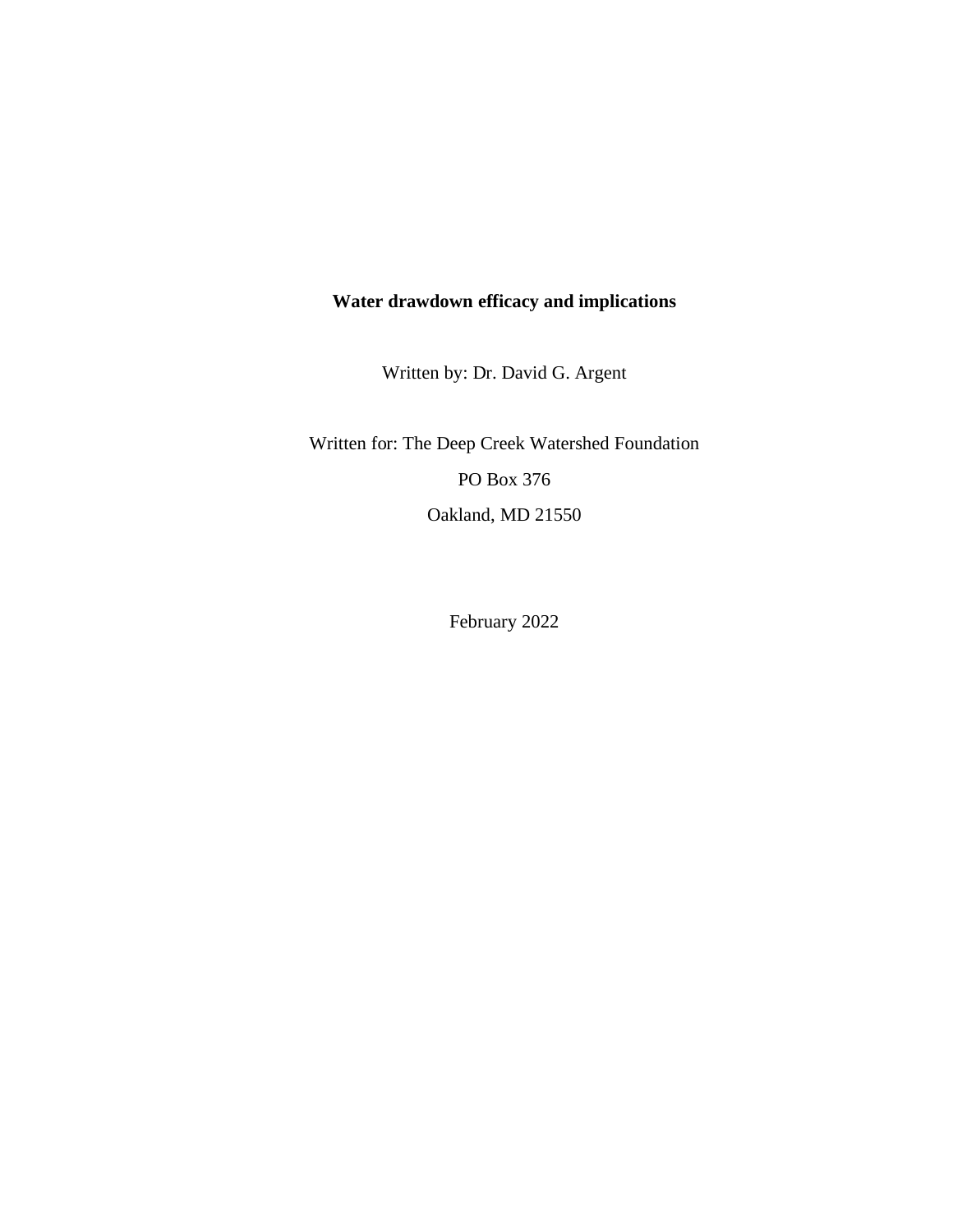# Water drawdown efficacy and implications

Written by: Dr. David G. Argent

Written for: The Deep Creek Watershed Foundation

PO Box 376

Oakland, MD 21550

February 2022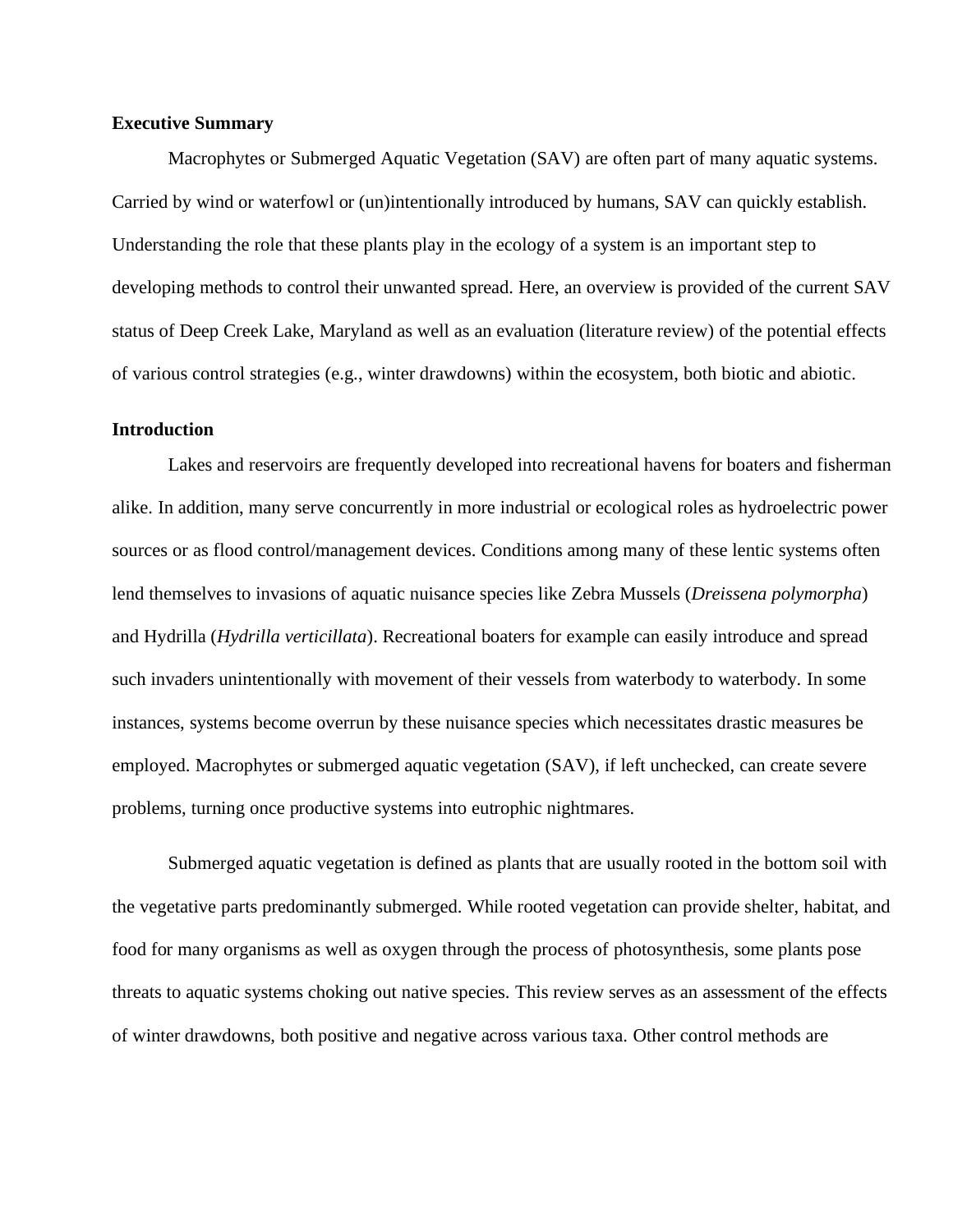## Executive Summary

Macrophytes or Submerged Aquatic Vegetation (SAV) are often part of many aquatic systems. Carried by wind or waterfowl or (un)intentionally introduced by humans, SAV can quickly establish. Understanding the role that these plants play in the ecology of a system is an important step to developing methods to control their unwanted spread. Here, an overview is provided of the current SAV status of Deep Creek Lake, Maryland as well as an evaluation (literature review) of the potential effects of various control strategies (e.g., winter drawdowns) within the ecosystem, both biotic and abiotic.

## Introduction

Lakes and reservoirs are frequently developed into recreational havens for boaters and fisherman alike. In addition, many serve concurrently in more industrial or ecological roles as hydroelectric power sources or as flood control/management devices. Conditions among many of these lentic systems often lend themselves to invasions of aquatic nuisance species like Zebra Mussels (*Dreissena polymorpha*) and Hydrilla (*Hydrilla verticillata*). Recreational boaters for example can easily introduce and spread such invaders unintentionally with movement of their vessels from waterbody to waterbody. In some instances, systems become overrun by these nuisance species which necessitates drastic measures be employed. Macrophytes or submerged aquatic vegetation (SAV), if left unchecked, can create severe problems, turning once productive systems into eutrophic nightmares.

Submerged aquatic vegetation is defined as plants that are usually rooted in the bottom soil with the vegetative parts predominantly submerged. While rooted vegetation can provide shelter, habitat, and food for many organisms as well as oxygen through the process of photosynthesis, some plants pose threats to aquatic systems choking out native species. This review serves as an assessment of the effects of winter drawdowns, both positive and negative across various taxa. Other control methods are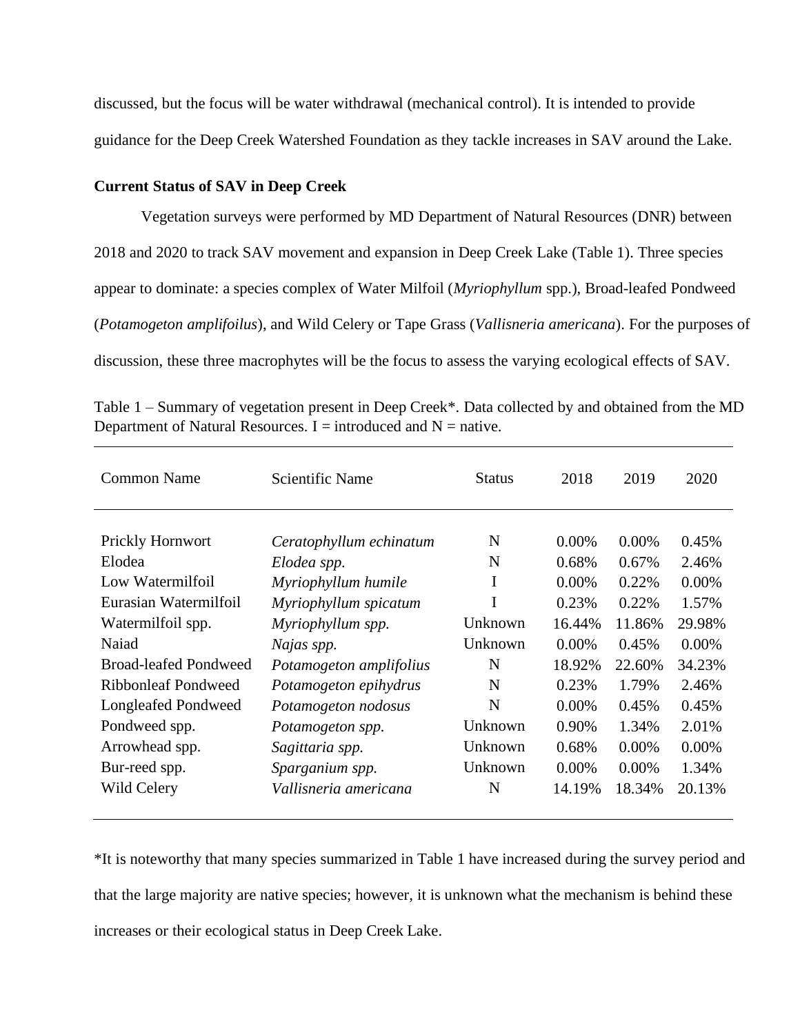discussed, but the focus will be water withdrawal (mechanical control). It is intended to provide guidance for the Deep Creek Watershed Foundation as they tackle increases in SAV around the Lake.

**Current Status of SAV in Deep Creek**

Vegetation surveys were performed by MD Department of Natural Resources (DNR) between 2018 and 2020 to track SAV movement and expansion in Deep Creek Lake (Table 1). Three species appear to dominate: a species complex of Water Milfoil (*Myriophyllum* spp.), Broad-leafed Pondweed (*Potamogeton amplifoilus*), and Wild Celery or Tape Grass (*Vallisneria americana*). For the purposes of discussion, these three macrophytes will be the focus to assess the varying ecological effects of SAV.

Table 1 – Summary of vegetation present in Deep Creek*. Data collected by and obtained from the MD Department of Natural Resources. I = introduced and N = native.

| Common Name | Scientific Name | Status | 2018 | 2019 | 2020 |
|---|---|---|---|---|---|
| Prickly Hornwort | *Ceratophyllum echinatum* | N | 0.00% | 0.00% | 0.45% |
| Elodea | *Elodea spp.* | N | 0.68% | 0.67% | 2.46% |
| Low Watermilfoil | *Myriophyllum humile* | I | 0.00% | 0.22% | 0.00% |
| Eurasian Watermilfoil | *Myriophyllum spicatum* | I | 0.23% | 0.22% | 1.57% |
| Watermilfoil spp. | *Myriophyllum spp.* | Unknown | 16.44% | 11.86% | 29.98% |
| Naiad | *Najas spp.* | Unknown | 0.00% | 0.45% | 0.00% |
| Broad-leafed Pondweed | *Potamogeton amplifolius* | N | 18.92% | 22.60% | 34.23% |
| Ribbonleaf Pondweed | *Potamogeton epihydrus* | N | 0.23% | 1.79% | 2.46% |
| Longleafed Pondweed | *Potamogeton nodosus* | N | 0.00% | 0.45% | 0.45% |
| Pondweed spp. | *Potamogeton spp.* | Unknown | 0.90% | 1.34% | 2.01% |
| Arrowhead spp. | *Sagittaria spp.* | Unknown | 0.68% | 0.00% | 0.00% |
| Bur-reed spp. | *Sparganium spp.* | Unknown | 0.00% | 0.00% | 1.34% |
| Wild Celery | *Vallisneria americana* | N | 14.19% | 18.34% | 20.13% |

*It is noteworthy that many species summarized in Table 1 have increased during the survey period and that the large majority are native species; however, it is unknown what the mechanism is behind these increases or their ecological status in Deep Creek Lake.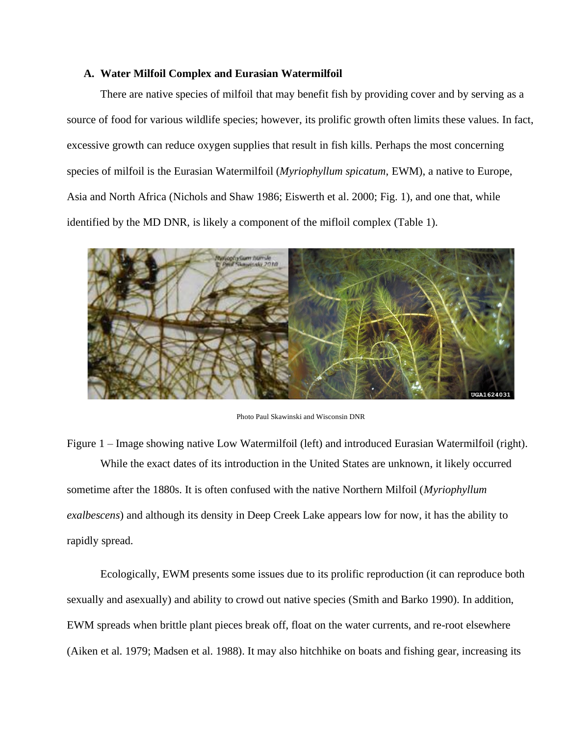### A. Water Milfoil Complex and Eurasian Watermilfoil

There are native species of milfoil that may benefit fish by providing cover and by serving as a source of food for various wildlife species; however, its prolific growth often limits these values. In fact, excessive growth can reduce oxygen supplies that result in fish kills. Perhaps the most concerning species of milfoil is the Eurasian Watermilfoil (*Myriophyllum spicatum*, EWM), a native to Europe, Asia and North Africa (Nichols and Shaw 1986; Eiswerth et al. 2000; Fig. 1), and one that, while identified by the MD DNR, is likely a component of the mifloil complex (Table 1).

Photo Paul Skawinski and Wisconsin DNR

Figure 1 – Image showing native Low Watermilfoil (left) and introduced Eurasian Watermilfoil (right).

While the exact dates of its introduction in the United States are unknown, it likely occurred sometime after the 1880s. It is often confused with the native Northern Milfoil (*Myriophyllum exalbescens*) and although its density in Deep Creek Lake appears low for now, it has the ability to rapidly spread.

Ecologically, EWM presents some issues due to its prolific reproduction (it can reproduce both sexually and asexually) and ability to crowd out native species (Smith and Barko 1990). In addition, EWM spreads when brittle plant pieces break off, float on the water currents, and re-root elsewhere (Aiken et al. 1979; Madsen et al. 1988). It may also hitchhike on boats and fishing gear, increasing its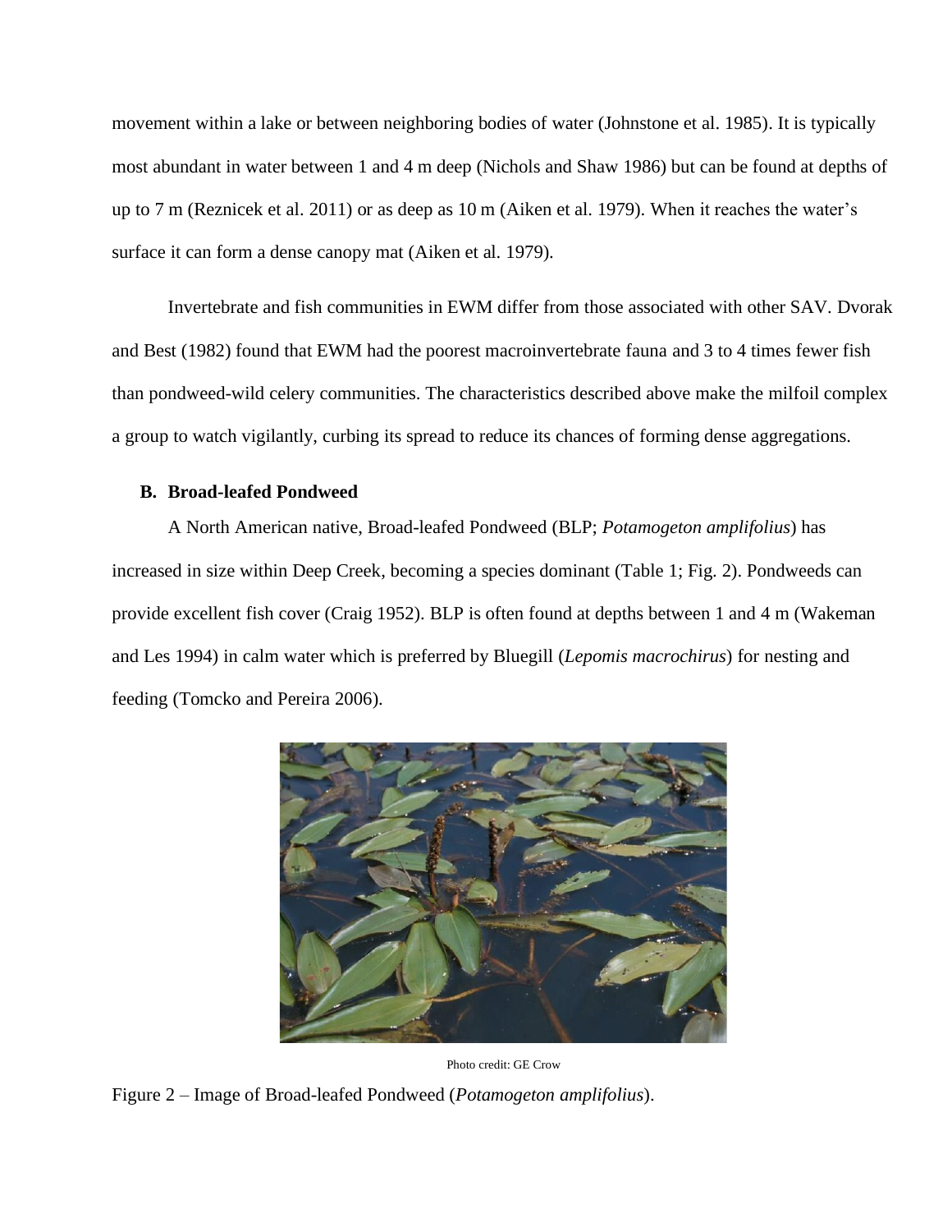movement within a lake or between neighboring bodies of water (Johnstone et al. 1985). It is typically most abundant in water between 1 and 4 m deep (Nichols and Shaw 1986) but can be found at depths of up to 7 m (Reznicek et al. 2011) or as deep as 10 m (Aiken et al. 1979). When it reaches the water's surface it can form a dense canopy mat (Aiken et al. 1979).

Invertebrate and fish communities in EWM differ from those associated with other SAV. Dvorak and Best (1982) found that EWM had the poorest macroinvertebrate fauna and 3 to 4 times fewer fish than pondweed-wild celery communities. The characteristics described above make the milfoil complex a group to watch vigilantly, curbing its spread to reduce its chances of forming dense aggregations.

### B. Broad-leafed Pondweed

A North American native, Broad-leafed Pondweed (BLP; *Potamogeton amplifolius*) has increased in size within Deep Creek, becoming a species dominant (Table 1; Fig. 2). Pondweeds can provide excellent fish cover (Craig 1952). BLP is often found at depths between 1 and 4 m (Wakeman and Les 1994) in calm water which is preferred by Bluegill (*Lepomis macrochirus*) for nesting and feeding (Tomcko and Pereira 2006).

Photo credit: GE Crow

Figure 2 – Image of Broad-leafed Pondweed (*Potamogeton amplifolius*).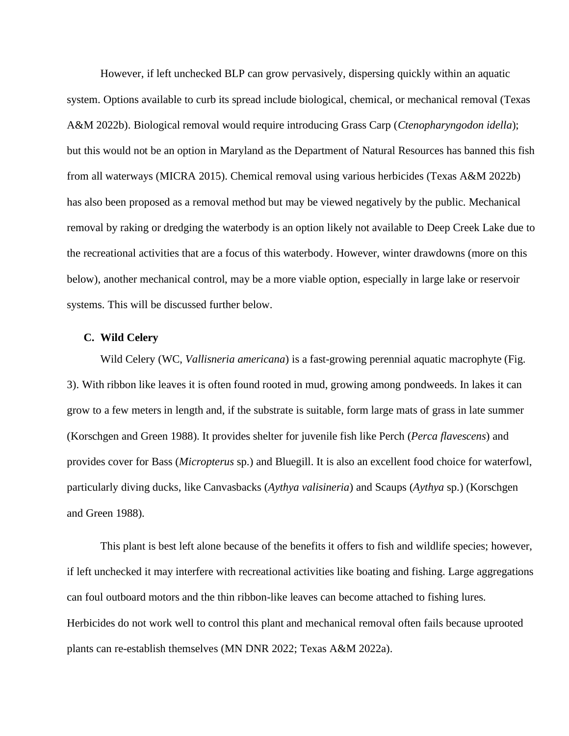However, if left unchecked BLP can grow pervasively, dispersing quickly within an aquatic system. Options available to curb its spread include biological, chemical, or mechanical removal (Texas A&M 2022b). Biological removal would require introducing Grass Carp (*Ctenopharyngodon idella*); but this would not be an option in Maryland as the Department of Natural Resources has banned this fish from all waterways (MICRA 2015). Chemical removal using various herbicides (Texas A&M 2022b) has also been proposed as a removal method but may be viewed negatively by the public. Mechanical removal by raking or dredging the waterbody is an option likely not available to Deep Creek Lake due to the recreational activities that are a focus of this waterbody. However, winter drawdowns (more on this below), another mechanical control, may be a more viable option, especially in large lake or reservoir systems. This will be discussed further below.

### C. Wild Celery

Wild Celery (WC, *Vallisneria americana*) is a fast-growing perennial aquatic macrophyte (Fig. 3). With ribbon like leaves it is often found rooted in mud, growing among pondweeds. In lakes it can grow to a few meters in length and, if the substrate is suitable, form large mats of grass in late summer (Korschgen and Green 1988). It provides shelter for juvenile fish like Perch (*Perca flavescens*) and provides cover for Bass (*Micropterus* sp.) and Bluegill. It is also an excellent food choice for waterfowl, particularly diving ducks, like Canvasbacks (*Aythya valisineria*) and Scaups (*Aythya* sp.) (Korschgen and Green 1988).

This plant is best left alone because of the benefits it offers to fish and wildlife species; however, if left unchecked it may interfere with recreational activities like boating and fishing. Large aggregations can foul outboard motors and the thin ribbon-like leaves can become attached to fishing lures. Herbicides do not work well to control this plant and mechanical removal often fails because uprooted plants can re-establish themselves (MN DNR 2022; Texas A&M 2022a).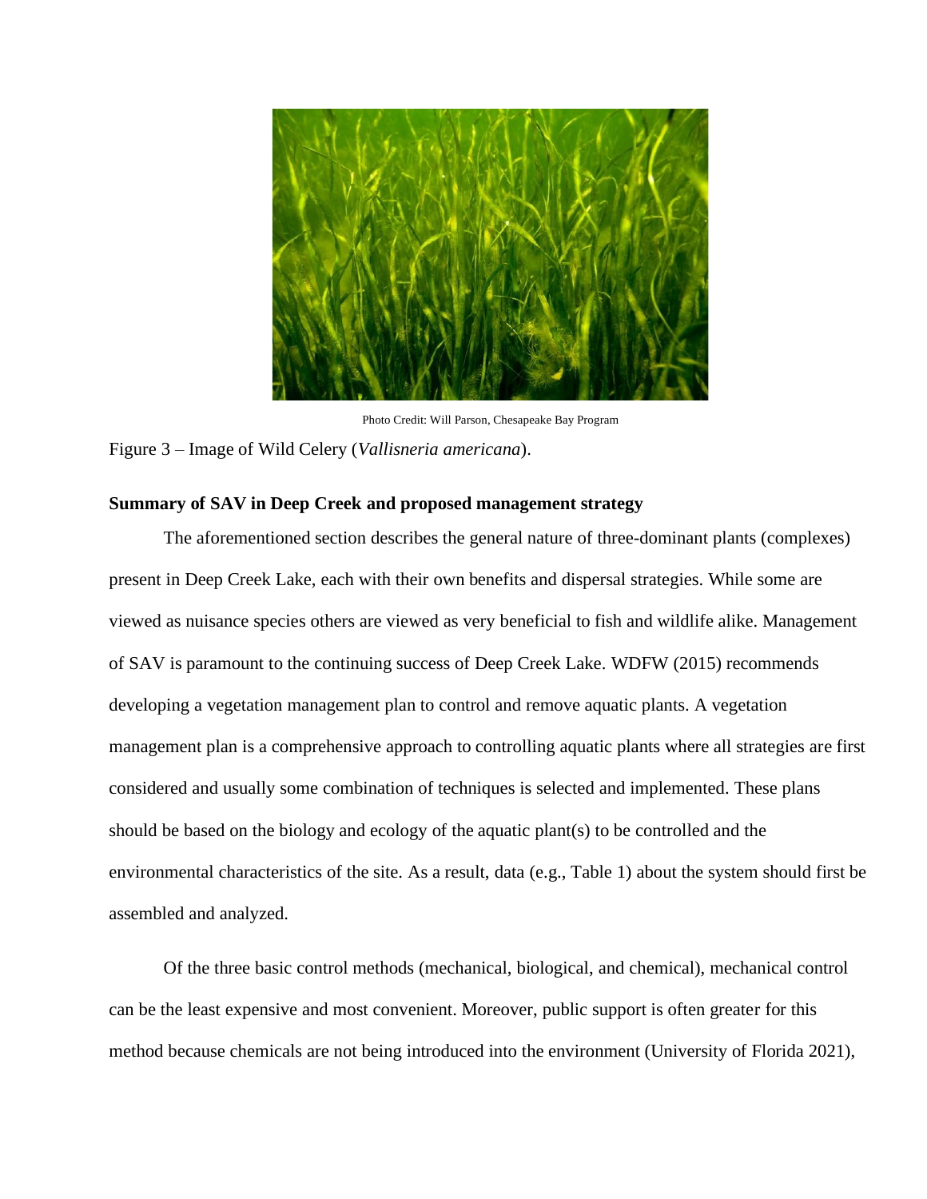Photo Credit: Will Parson, Chesapeake Bay Program

Figure 3 – Image of Wild Celery (*Vallisneria americana*).

**Summary of SAV in Deep Creek and proposed management strategy**

The aforementioned section describes the general nature of three-dominant plants (complexes) present in Deep Creek Lake, each with their own benefits and dispersal strategies. While some are viewed as nuisance species others are viewed as very beneficial to fish and wildlife alike. Management of SAV is paramount to the continuing success of Deep Creek Lake. WDFW (2015) recommends developing a vegetation management plan to control and remove aquatic plants. A vegetation management plan is a comprehensive approach to controlling aquatic plants where all strategies are first considered and usually some combination of techniques is selected and implemented. These plans should be based on the biology and ecology of the aquatic plant(s) to be controlled and the environmental characteristics of the site. As a result, data (e.g., Table 1) about the system should first be assembled and analyzed.

Of the three basic control methods (mechanical, biological, and chemical), mechanical control can be the least expensive and most convenient. Moreover, public support is often greater for this method because chemicals are not being introduced into the environment (University of Florida 2021),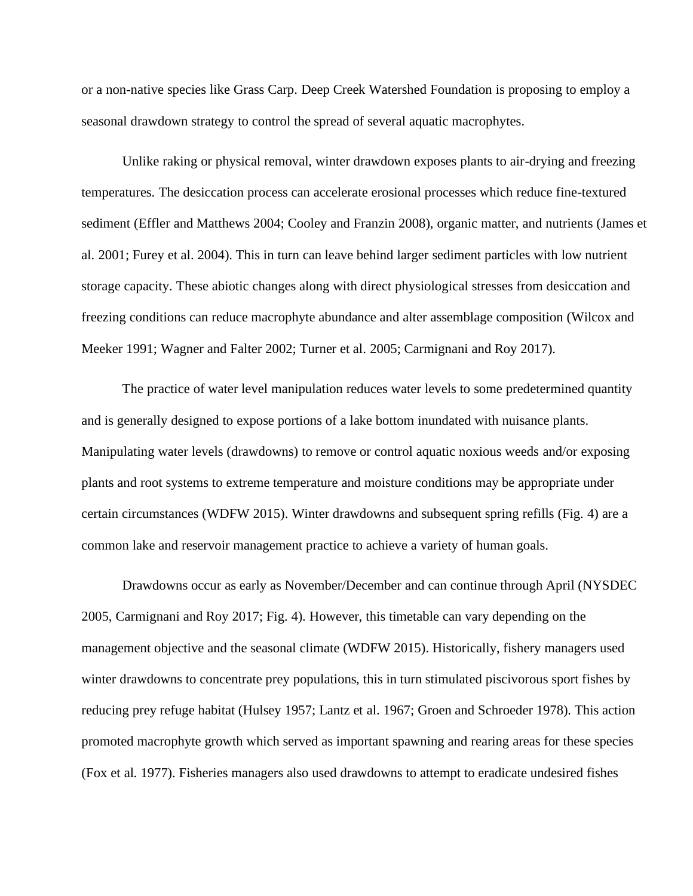or a non-native species like Grass Carp. Deep Creek Watershed Foundation is proposing to employ a seasonal drawdown strategy to control the spread of several aquatic macrophytes.

Unlike raking or physical removal, winter drawdown exposes plants to air-drying and freezing temperatures. The desiccation process can accelerate erosional processes which reduce fine-textured sediment (Effler and Matthews 2004; Cooley and Franzin 2008), organic matter, and nutrients (James et al. 2001; Furey et al. 2004). This in turn can leave behind larger sediment particles with low nutrient storage capacity. These abiotic changes along with direct physiological stresses from desiccation and freezing conditions can reduce macrophyte abundance and alter assemblage composition (Wilcox and Meeker 1991; Wagner and Falter 2002; Turner et al. 2005; Carmignani and Roy 2017).

The practice of water level manipulation reduces water levels to some predetermined quantity and is generally designed to expose portions of a lake bottom inundated with nuisance plants. Manipulating water levels (drawdowns) to remove or control aquatic noxious weeds and/or exposing plants and root systems to extreme temperature and moisture conditions may be appropriate under certain circumstances (WDFW 2015). Winter drawdowns and subsequent spring refills (Fig. 4) are a common lake and reservoir management practice to achieve a variety of human goals.

Drawdowns occur as early as November/December and can continue through April (NYSDEC 2005, Carmignani and Roy 2017; Fig. 4). However, this timetable can vary depending on the management objective and the seasonal climate (WDFW 2015). Historically, fishery managers used winter drawdowns to concentrate prey populations, this in turn stimulated piscivorous sport fishes by reducing prey refuge habitat (Hulsey 1957; Lantz et al. 1967; Groen and Schroeder 1978). This action promoted macrophyte growth which served as important spawning and rearing areas for these species (Fox et al. 1977). Fisheries managers also used drawdowns to attempt to eradicate undesired fishes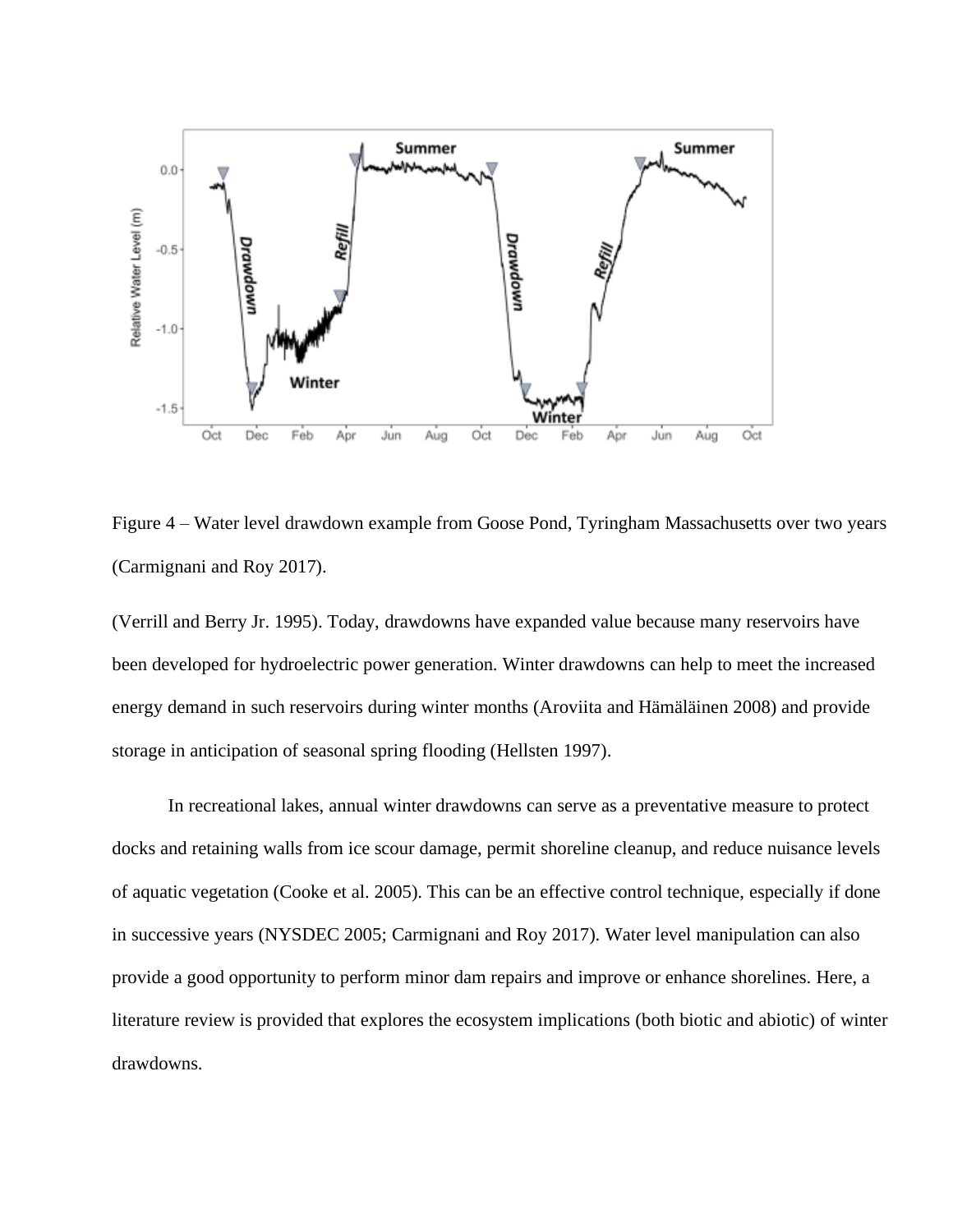Figure 4 – Water level drawdown example from Goose Pond, Tyringham Massachusetts over two years (Carmignani and Roy 2017).

(Verrill and Berry Jr. 1995). Today, drawdowns have expanded value because many reservoirs have been developed for hydroelectric power generation. Winter drawdowns can help to meet the increased energy demand in such reservoirs during winter months (Aroviita and Hämäläinen 2008) and provide storage in anticipation of seasonal spring flooding (Hellsten 1997).

In recreational lakes, annual winter drawdowns can serve as a preventative measure to protect docks and retaining walls from ice scour damage, permit shoreline cleanup, and reduce nuisance levels of aquatic vegetation (Cooke et al. 2005). This can be an effective control technique, especially if done in successive years (NYSDEC 2005; Carmignani and Roy 2017). Water level manipulation can also provide a good opportunity to perform minor dam repairs and improve or enhance shorelines. Here, a literature review is provided that explores the ecosystem implications (both biotic and abiotic) of winter drawdowns.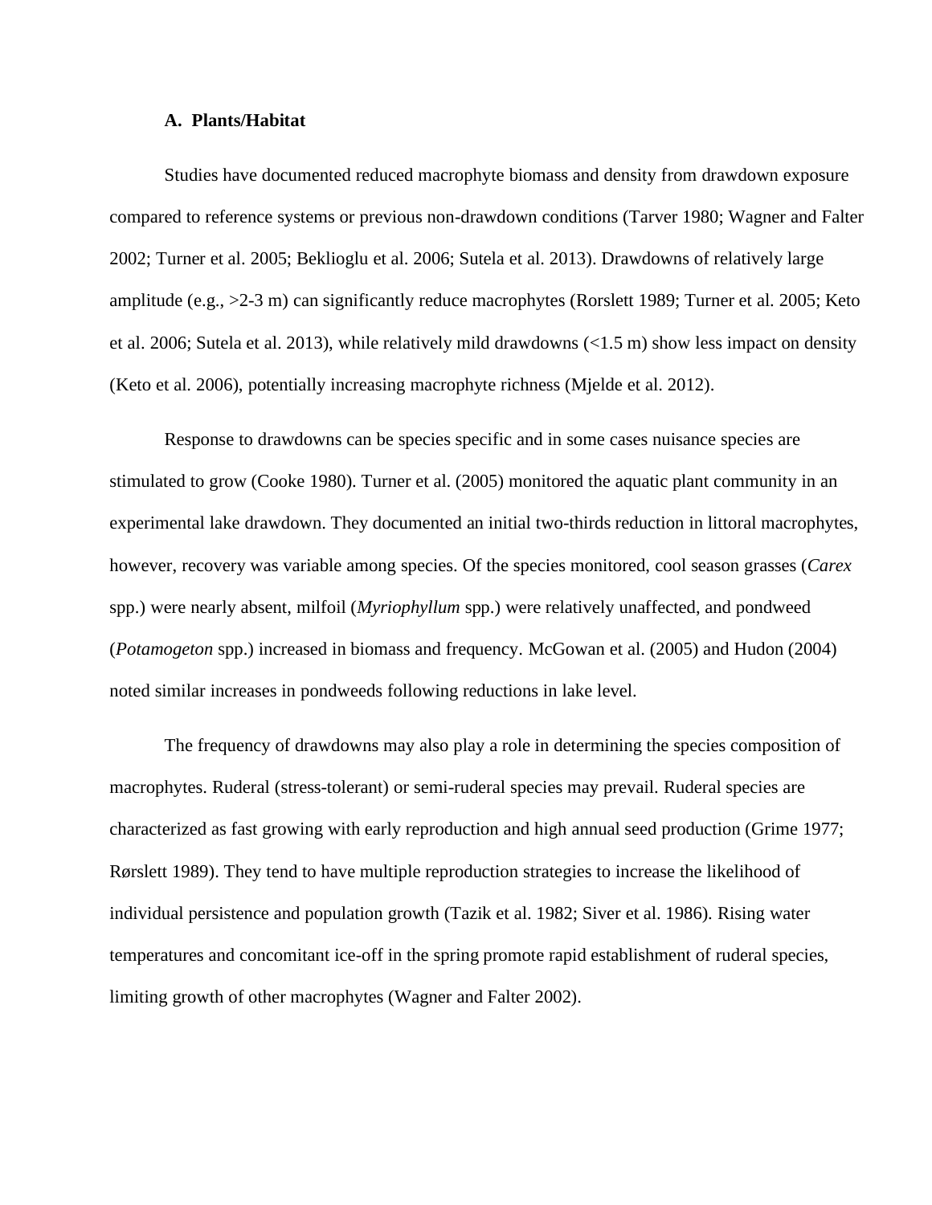### A. Plants/Habitat

Studies have documented reduced macrophyte biomass and density from drawdown exposure compared to reference systems or previous non-drawdown conditions (Tarver 1980; Wagner and Falter 2002; Turner et al. 2005; Beklioglu et al. 2006; Sutela et al. 2013). Drawdowns of relatively large amplitude (e.g., >2-3 m) can significantly reduce macrophytes (Rorslett 1989; Turner et al. 2005; Keto et al. 2006; Sutela et al. 2013), while relatively mild drawdowns (<1.5 m) show less impact on density (Keto et al. 2006), potentially increasing macrophyte richness (Mjelde et al. 2012).

Response to drawdowns can be species specific and in some cases nuisance species are stimulated to grow (Cooke 1980). Turner et al. (2005) monitored the aquatic plant community in an experimental lake drawdown. They documented an initial two-thirds reduction in littoral macrophytes, however, recovery was variable among species. Of the species monitored, cool season grasses (*Carex* spp.) were nearly absent, milfoil (*Myriophyllum* spp.) were relatively unaffected, and pondweed (*Potamogeton* spp.) increased in biomass and frequency. McGowan et al. (2005) and Hudon (2004) noted similar increases in pondweeds following reductions in lake level.

The frequency of drawdowns may also play a role in determining the species composition of macrophytes. Ruderal (stress-tolerant) or semi-ruderal species may prevail. Ruderal species are characterized as fast growing with early reproduction and high annual seed production (Grime 1977; Rørslett 1989). They tend to have multiple reproduction strategies to increase the likelihood of individual persistence and population growth (Tazik et al. 1982; Siver et al. 1986). Rising water temperatures and concomitant ice-off in the spring promote rapid establishment of ruderal species, limiting growth of other macrophytes (Wagner and Falter 2002).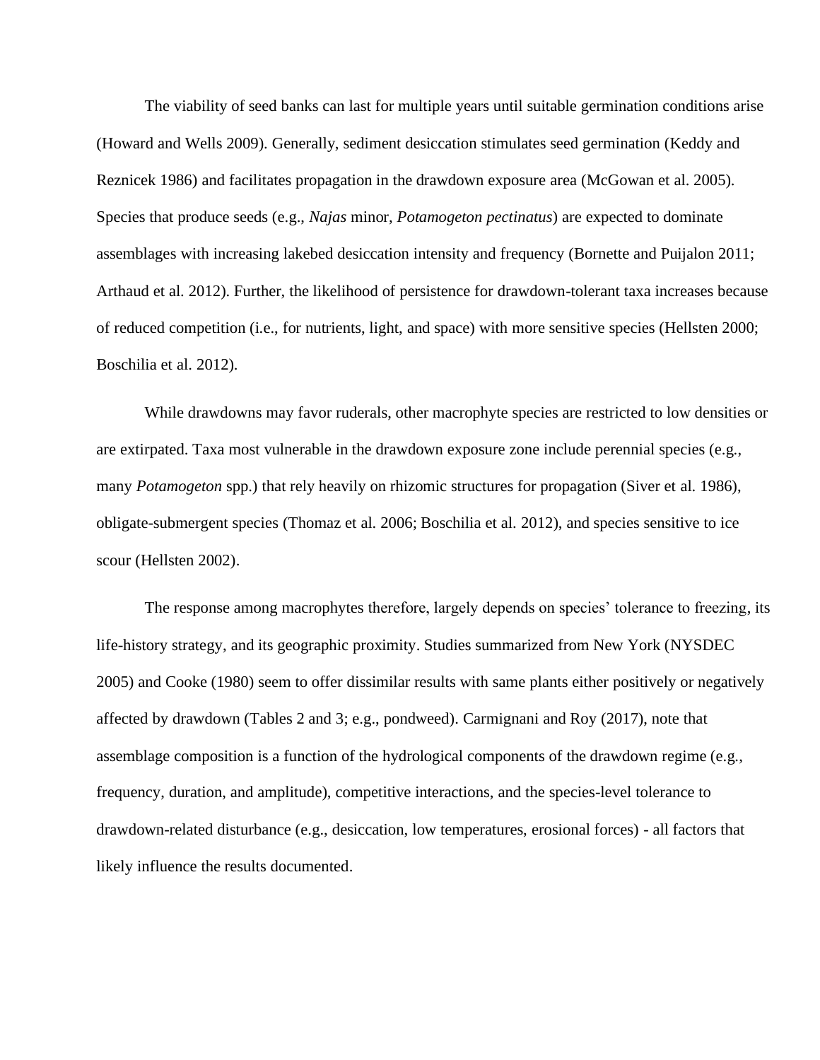The viability of seed banks can last for multiple years until suitable germination conditions arise (Howard and Wells 2009). Generally, sediment desiccation stimulates seed germination (Keddy and Reznicek 1986) and facilitates propagation in the drawdown exposure area (McGowan et al. 2005). Species that produce seeds (e.g., *Najas* minor, *Potamogeton pectinatus*) are expected to dominate assemblages with increasing lakebed desiccation intensity and frequency (Bornette and Puijalon 2011; Arthaud et al. 2012). Further, the likelihood of persistence for drawdown-tolerant taxa increases because of reduced competition (i.e., for nutrients, light, and space) with more sensitive species (Hellsten 2000; Boschilia et al. 2012).

While drawdowns may favor ruderals, other macrophyte species are restricted to low densities or are extirpated. Taxa most vulnerable in the drawdown exposure zone include perennial species (e.g., many *Potamogeton* spp.) that rely heavily on rhizomic structures for propagation (Siver et al. 1986), obligate-submergent species (Thomaz et al. 2006; Boschilia et al. 2012), and species sensitive to ice scour (Hellsten 2002).

The response among macrophytes therefore, largely depends on species' tolerance to freezing, its life-history strategy, and its geographic proximity. Studies summarized from New York (NYSDEC 2005) and Cooke (1980) seem to offer dissimilar results with same plants either positively or negatively affected by drawdown (Tables 2 and 3; e.g., pondweed). Carmignani and Roy (2017), note that assemblage composition is a function of the hydrological components of the drawdown regime (e.g., frequency, duration, and amplitude), competitive interactions, and the species-level tolerance to drawdown-related disturbance (e.g., desiccation, low temperatures, erosional forces) - all factors that likely influence the results documented.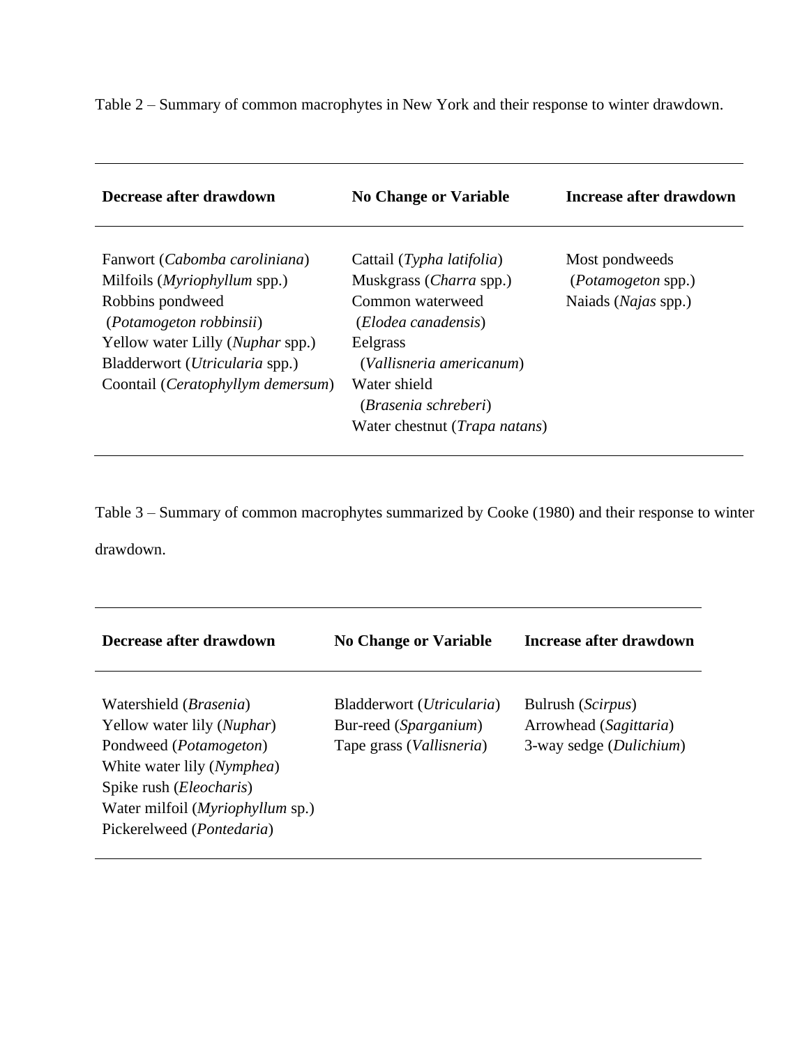Table 2 – Summary of common macrophytes in New York and their response to winter drawdown.

| Decrease after drawdown | No Change or Variable | Increase after drawdown |
|---|---|---|
| Fanwort (*Cabomba caroliniana*) | Cattail (*Typha latifolia*) | Most pondweeds (*Potamogeton* spp.) |
| Milfoils (*Myriophyllum* spp.) | Muskgrass (*Charra* spp.) | Naiads (*Najas* spp.) |
| Robbins pondweed (*Potamogeton robbinsii*) | Common waterweed (*Elodea canadensis*) | |
| Yellow water Lilly (*Nuphar* spp.) | Eelgrass (*Vallisneria americanum*) | |
| Bladderwort (*Utricularia* spp.) | Water shield (*Brasenia schreberi*) | |
| Coontail (*Ceratophyllym demersum*) | Water chestnut (*Trapa natans*) | |

Table 3 – Summary of common macrophytes summarized by Cooke (1980) and their response to winter drawdown.

| Decrease after drawdown | No Change or Variable | Increase after drawdown |
|---|---|---|
| Watershield (*Brasenia*) | Bladderwort (*Utricularia*) | Bulrush (*Scirpus*) |
| Yellow water lily (*Nuphar*) | Bur-reed (*Sparganium*) | Arrowhead (*Sagittaria*) |
| Pondweed (*Potamogeton*) | Tape grass (*Vallisneria*) | 3-way sedge (*Dulichium*) |
| White water lily (*Nymphea*) | | |
| Spike rush (*Eleocharis*) | | |
| Water milfoil (*Myriophyllum* sp.) | | |
| Pickerelweed (*Pontedaria*) | | |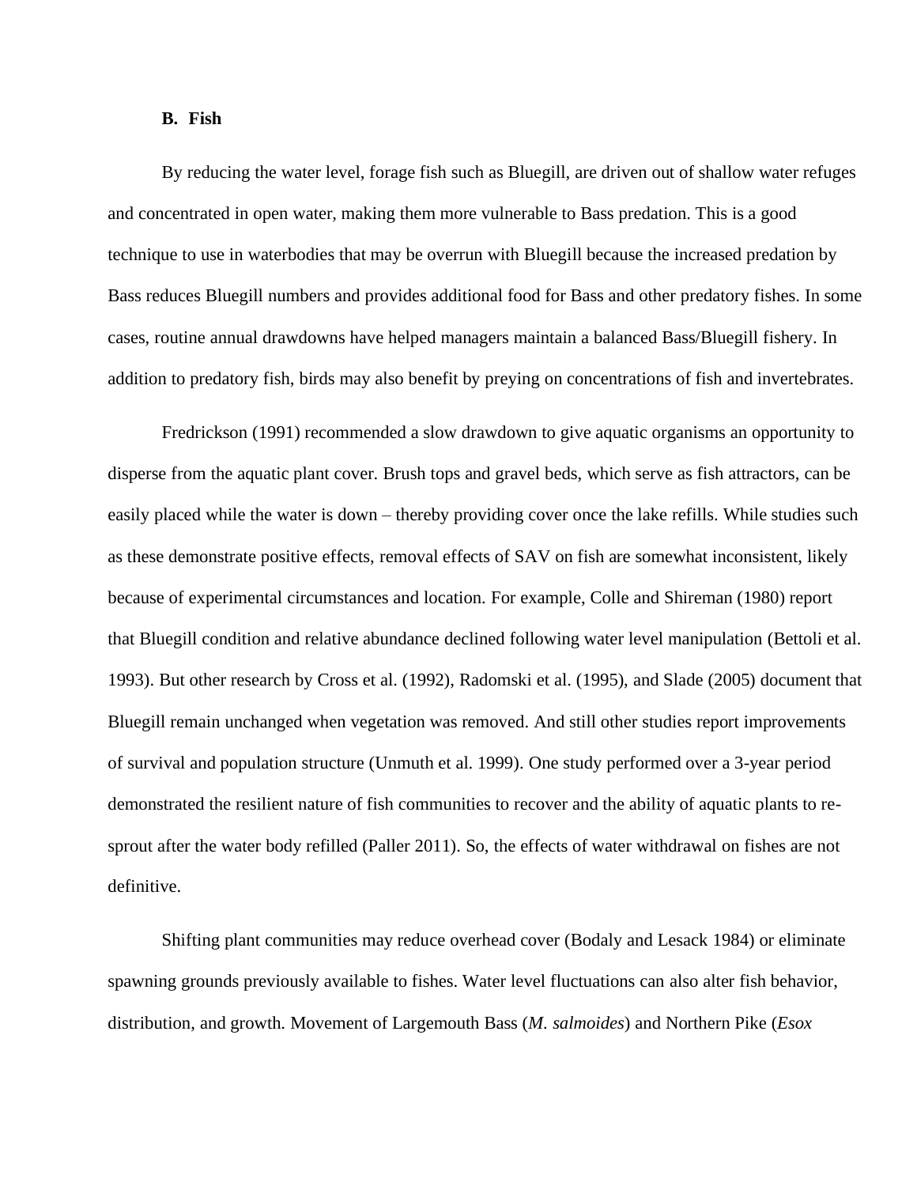### B. Fish

By reducing the water level, forage fish such as Bluegill, are driven out of shallow water refuges and concentrated in open water, making them more vulnerable to Bass predation. This is a good technique to use in waterbodies that may be overrun with Bluegill because the increased predation by Bass reduces Bluegill numbers and provides additional food for Bass and other predatory fishes. In some cases, routine annual drawdowns have helped managers maintain a balanced Bass/Bluegill fishery. In addition to predatory fish, birds may also benefit by preying on concentrations of fish and invertebrates.

Fredrickson (1991) recommended a slow drawdown to give aquatic organisms an opportunity to disperse from the aquatic plant cover. Brush tops and gravel beds, which serve as fish attractors, can be easily placed while the water is down – thereby providing cover once the lake refills. While studies such as these demonstrate positive effects, removal effects of SAV on fish are somewhat inconsistent, likely because of experimental circumstances and location. For example, Colle and Shireman (1980) report that Bluegill condition and relative abundance declined following water level manipulation (Bettoli et al. 1993). But other research by Cross et al. (1992), Radomski et al. (1995), and Slade (2005) document that Bluegill remain unchanged when vegetation was removed. And still other studies report improvements of survival and population structure (Unmuth et al. 1999). One study performed over a 3-year period demonstrated the resilient nature of fish communities to recover and the ability of aquatic plants to re-sprout after the water body refilled (Paller 2011). So, the effects of water withdrawal on fishes are not definitive.

Shifting plant communities may reduce overhead cover (Bodaly and Lesack 1984) or eliminate spawning grounds previously available to fishes. Water level fluctuations can also alter fish behavior, distribution, and growth. Movement of Largemouth Bass (*M. salmoides*) and Northern Pike (*Esox*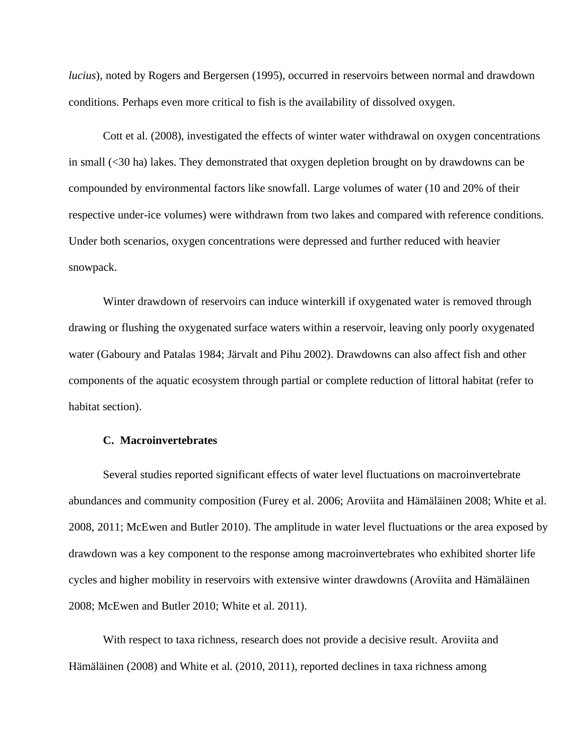*lucius*), noted by Rogers and Bergersen (1995), occurred in reservoirs between normal and drawdown conditions. Perhaps even more critical to fish is the availability of dissolved oxygen.

Cott et al. (2008), investigated the effects of winter water withdrawal on oxygen concentrations in small (<30 ha) lakes. They demonstrated that oxygen depletion brought on by drawdowns can be compounded by environmental factors like snowfall. Large volumes of water (10 and 20% of their respective under-ice volumes) were withdrawn from two lakes and compared with reference conditions. Under both scenarios, oxygen concentrations were depressed and further reduced with heavier snowpack.

Winter drawdown of reservoirs can induce winterkill if oxygenated water is removed through drawing or flushing the oxygenated surface waters within a reservoir, leaving only poorly oxygenated water (Gaboury and Patalas 1984; Järvalt and Pihu 2002). Drawdowns can also affect fish and other components of the aquatic ecosystem through partial or complete reduction of littoral habitat (refer to habitat section).

### C. Macroinvertebrates

Several studies reported significant effects of water level fluctuations on macroinvertebrate abundances and community composition (Furey et al. 2006; Aroviita and Hämäläinen 2008; White et al. 2008, 2011; McEwen and Butler 2010). The amplitude in water level fluctuations or the area exposed by drawdown was a key component to the response among macroinvertebrates who exhibited shorter life cycles and higher mobility in reservoirs with extensive winter drawdowns (Aroviita and Hämäläinen 2008; McEwen and Butler 2010; White et al. 2011).

With respect to taxa richness, research does not provide a decisive result. Aroviita and Hämäläinen (2008) and White et al. (2010, 2011), reported declines in taxa richness among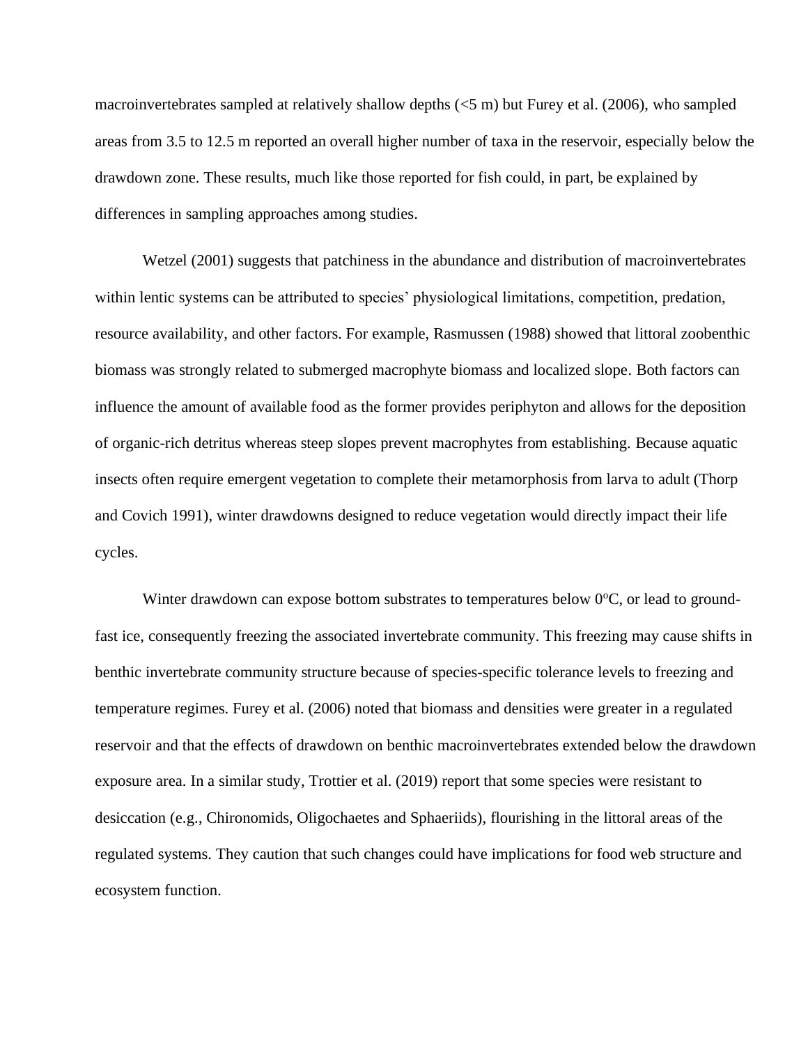macroinvertebrates sampled at relatively shallow depths (<5 m) but Furey et al. (2006), who sampled areas from 3.5 to 12.5 m reported an overall higher number of taxa in the reservoir, especially below the drawdown zone. These results, much like those reported for fish could, in part, be explained by differences in sampling approaches among studies.

Wetzel (2001) suggests that patchiness in the abundance and distribution of macroinvertebrates within lentic systems can be attributed to species' physiological limitations, competition, predation, resource availability, and other factors. For example, Rasmussen (1988) showed that littoral zoobenthic biomass was strongly related to submerged macrophyte biomass and localized slope. Both factors can influence the amount of available food as the former provides periphyton and allows for the deposition of organic-rich detritus whereas steep slopes prevent macrophytes from establishing. Because aquatic insects often require emergent vegetation to complete their metamorphosis from larva to adult (Thorp and Covich 1991), winter drawdowns designed to reduce vegetation would directly impact their life cycles.

Winter drawdown can expose bottom substrates to temperatures below $0^{o}$C, or lead to ground-fast ice, consequently freezing the associated invertebrate community. This freezing may cause shifts in benthic invertebrate community structure because of species-specific tolerance levels to freezing and temperature regimes. Furey et al. (2006) noted that biomass and densities were greater in a regulated reservoir and that the effects of drawdown on benthic macroinvertebrates extended below the drawdown exposure area. In a similar study, Trottier et al. (2019) report that some species were resistant to desiccation (e.g., Chironomids, Oligochaetes and Sphaeriids), flourishing in the littoral areas of the regulated systems. They caution that such changes could have implications for food web structure and ecosystem function.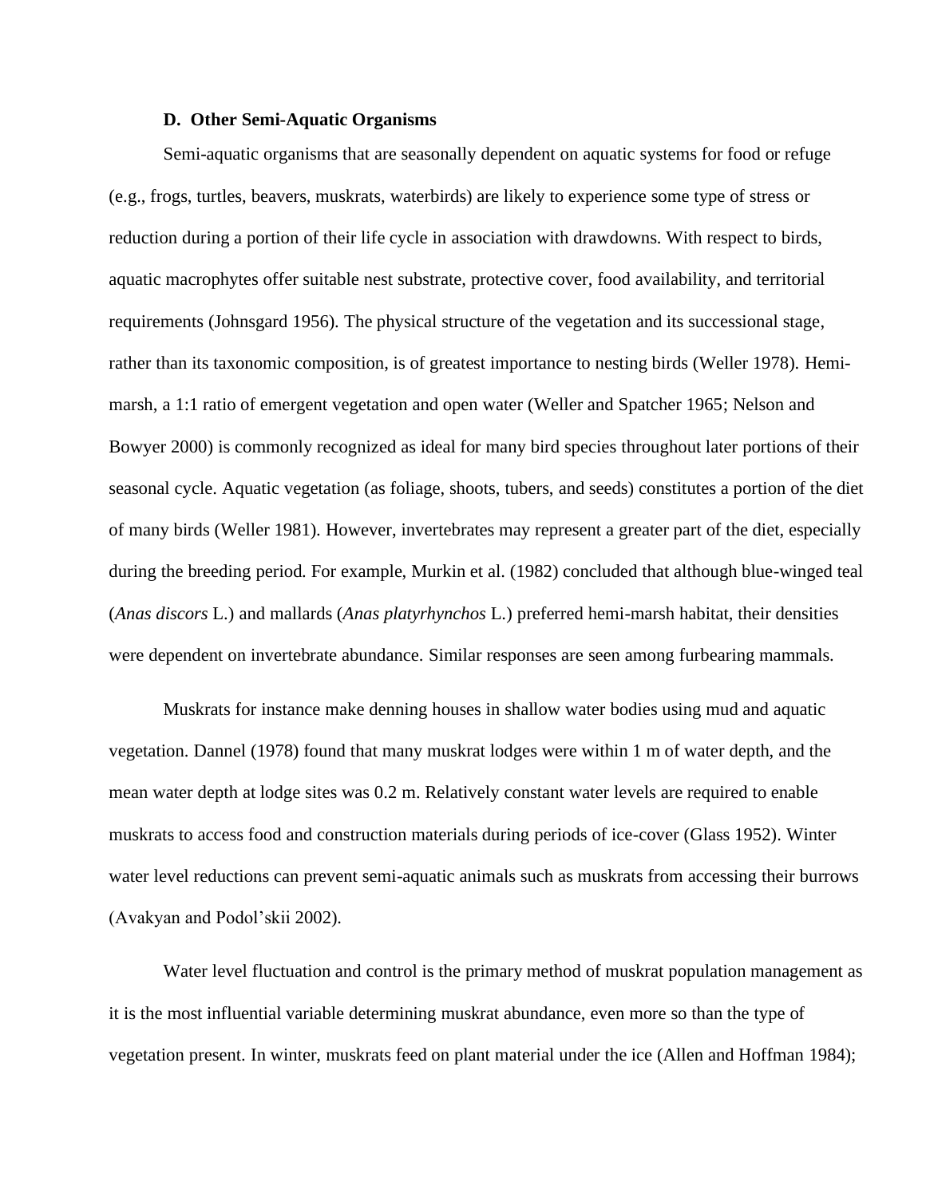### D. Other Semi-Aquatic Organisms

Semi-aquatic organisms that are seasonally dependent on aquatic systems for food or refuge (e.g., frogs, turtles, beavers, muskrats, waterbirds) are likely to experience some type of stress or reduction during a portion of their life cycle in association with drawdowns. With respect to birds, aquatic macrophytes offer suitable nest substrate, protective cover, food availability, and territorial requirements (Johnsgard 1956). The physical structure of the vegetation and its successional stage, rather than its taxonomic composition, is of greatest importance to nesting birds (Weller 1978). Hemi-marsh, a 1:1 ratio of emergent vegetation and open water (Weller and Spatcher 1965; Nelson and Bowyer 2000) is commonly recognized as ideal for many bird species throughout later portions of their seasonal cycle. Aquatic vegetation (as foliage, shoots, tubers, and seeds) constitutes a portion of the diet of many birds (Weller 1981). However, invertebrates may represent a greater part of the diet, especially during the breeding period. For example, Murkin et al. (1982) concluded that although blue-winged teal (*Anas discors* L.) and mallards (*Anas platyrhynchos* L.) preferred hemi-marsh habitat, their densities were dependent on invertebrate abundance. Similar responses are seen among furbearing mammals.

Muskrats for instance make denning houses in shallow water bodies using mud and aquatic vegetation. Dannel (1978) found that many muskrat lodges were within 1 m of water depth, and the mean water depth at lodge sites was 0.2 m. Relatively constant water levels are required to enable muskrats to access food and construction materials during periods of ice-cover (Glass 1952). Winter water level reductions can prevent semi-aquatic animals such as muskrats from accessing their burrows (Avakyan and Podol'skii 2002).

Water level fluctuation and control is the primary method of muskrat population management as it is the most influential variable determining muskrat abundance, even more so than the type of vegetation present. In winter, muskrats feed on plant material under the ice (Allen and Hoffman 1984);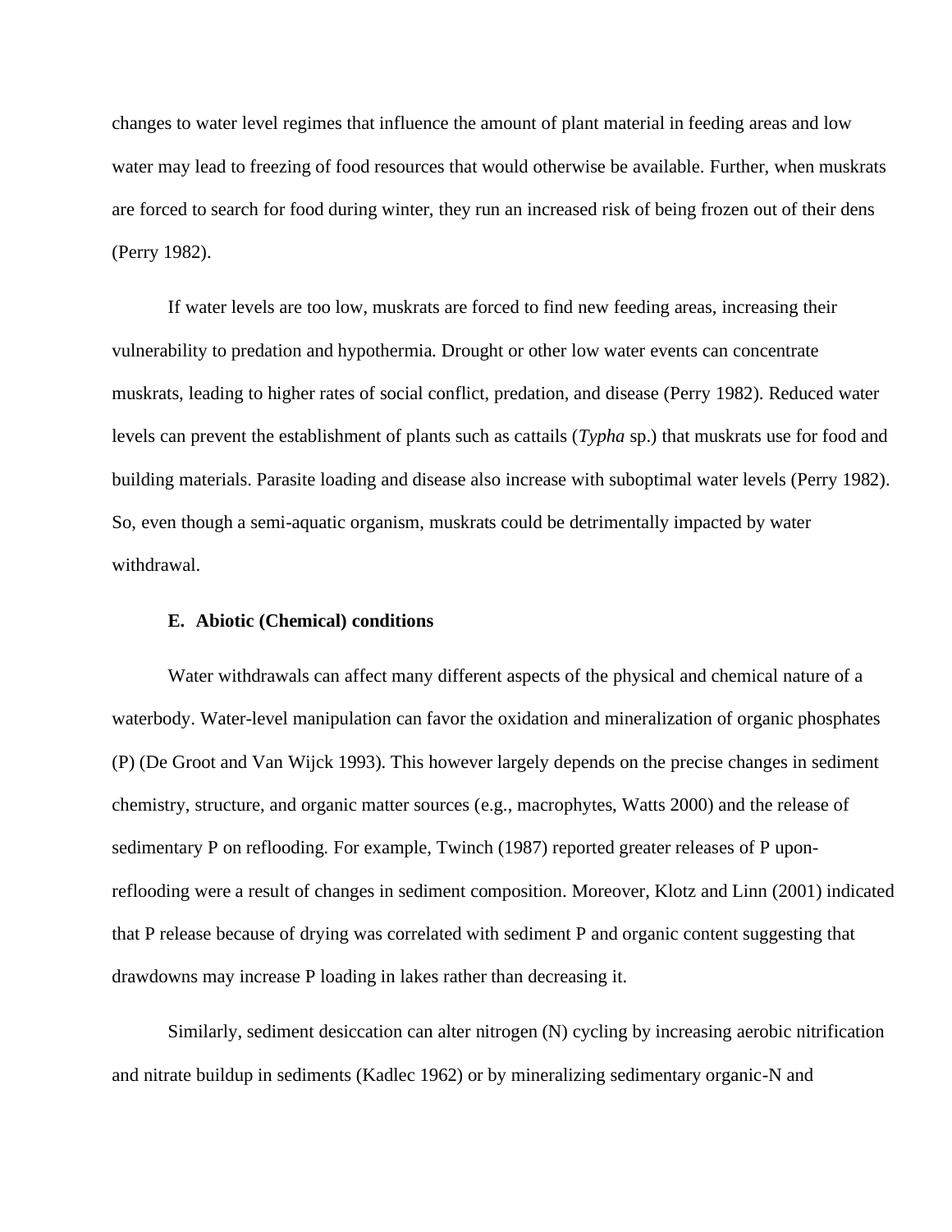changes to water level regimes that influence the amount of plant material in feeding areas and low water may lead to freezing of food resources that would otherwise be available. Further, when muskrats are forced to search for food during winter, they run an increased risk of being frozen out of their dens (Perry 1982).

If water levels are too low, muskrats are forced to find new feeding areas, increasing their vulnerability to predation and hypothermia. Drought or other low water events can concentrate muskrats, leading to higher rates of social conflict, predation, and disease (Perry 1982). Reduced water levels can prevent the establishment of plants such as cattails (*Typha* sp.) that muskrats use for food and building materials. Parasite loading and disease also increase with suboptimal water levels (Perry 1982). So, even though a semi-aquatic organism, muskrats could be detrimentally impacted by water withdrawal.

### E. Abiotic (Chemical) conditions

Water withdrawals can affect many different aspects of the physical and chemical nature of a waterbody. Water-level manipulation can favor the oxidation and mineralization of organic phosphates (P) (De Groot and Van Wijck 1993). This however largely depends on the precise changes in sediment chemistry, structure, and organic matter sources (e.g., macrophytes, Watts 2000) and the release of sedimentary P on reflooding. For example, Twinch (1987) reported greater releases of P upon-reflooding were a result of changes in sediment composition. Moreover, Klotz and Linn (2001) indicated that P release because of drying was correlated with sediment P and organic content suggesting that drawdowns may increase P loading in lakes rather than decreasing it.

Similarly, sediment desiccation can alter nitrogen (N) cycling by increasing aerobic nitrification and nitrate buildup in sediments (Kadlec 1962) or by mineralizing sedimentary organic-N and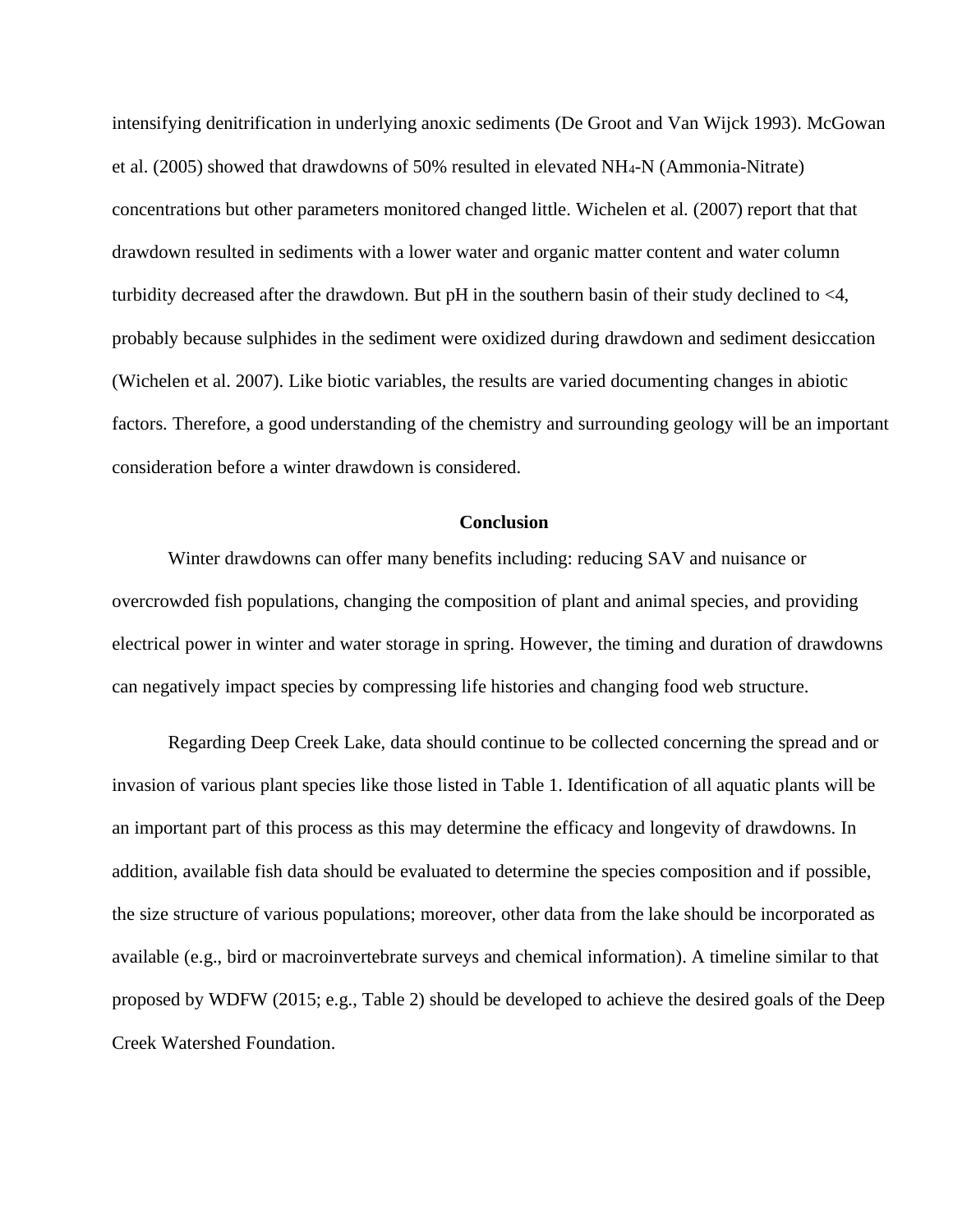intensifying denitrification in underlying anoxic sediments (De Groot and Van Wijck 1993). McGowan et al. (2005) showed that drawdowns of 50% resulted in elevated $NH_4$-N (Ammonia-Nitrate) concentrations but other parameters monitored changed little. Wichelen et al. (2007) report that that drawdown resulted in sediments with a lower water and organic matter content and water column turbidity decreased after the drawdown. But pH in the southern basin of their study declined to <4, probably because sulphides in the sediment were oxidized during drawdown and sediment desiccation (Wichelen et al. 2007). Like biotic variables, the results are varied documenting changes in abiotic factors. Therefore, a good understanding of the chemistry and surrounding geology will be an important consideration before a winter drawdown is considered.

## Conclusion

Winter drawdowns can offer many benefits including: reducing SAV and nuisance or overcrowded fish populations, changing the composition of plant and animal species, and providing electrical power in winter and water storage in spring. However, the timing and duration of drawdowns can negatively impact species by compressing life histories and changing food web structure.

Regarding Deep Creek Lake, data should continue to be collected concerning the spread and or invasion of various plant species like those listed in Table 1. Identification of all aquatic plants will be an important part of this process as this may determine the efficacy and longevity of drawdowns. In addition, available fish data should be evaluated to determine the species composition and if possible, the size structure of various populations; moreover, other data from the lake should be incorporated as available (e.g., bird or macroinvertebrate surveys and chemical information). A timeline similar to that proposed by WDFW (2015; e.g., Table 2) should be developed to achieve the desired goals of the Deep Creek Watershed Foundation.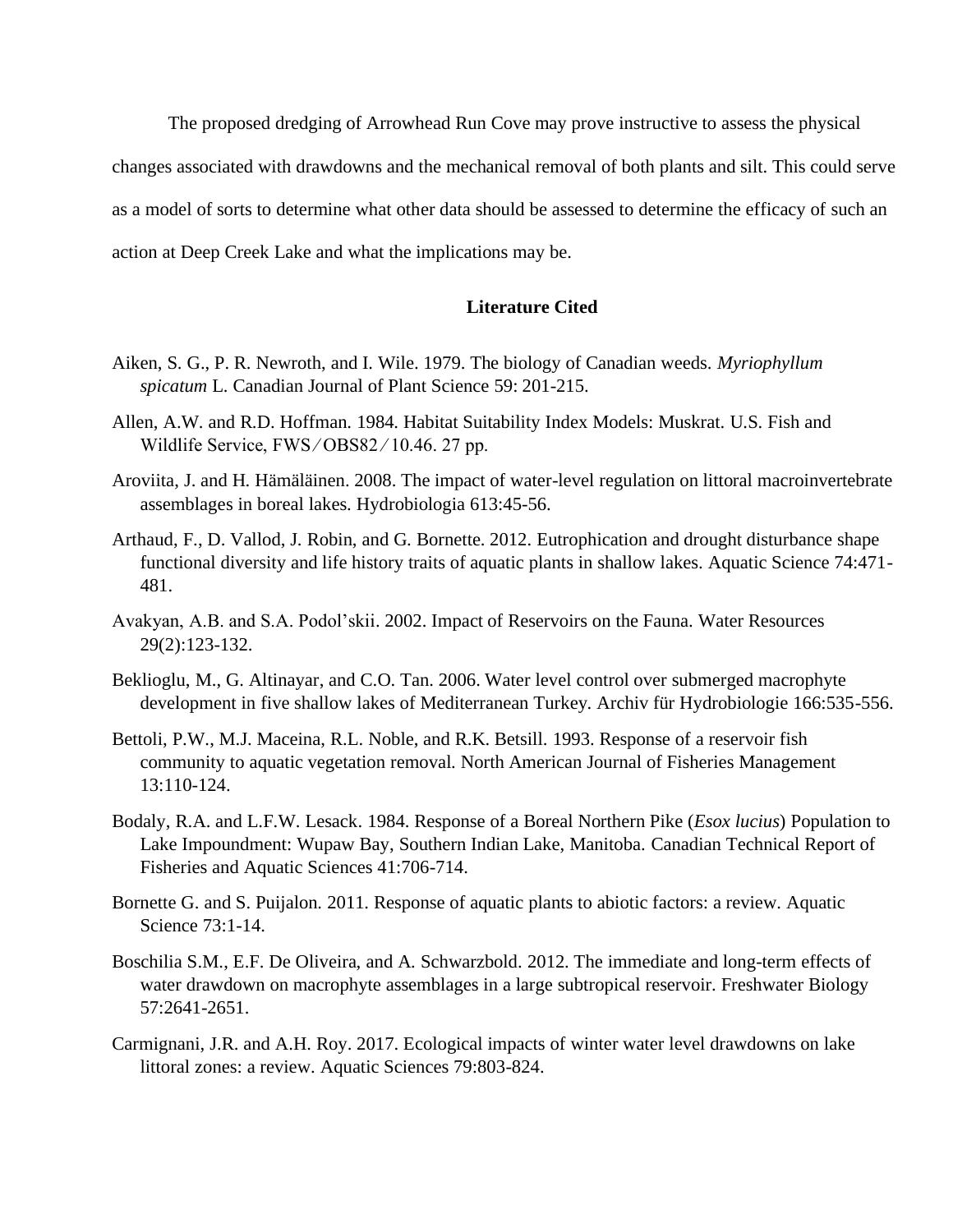The proposed dredging of Arrowhead Run Cove may prove instructive to assess the physical changes associated with drawdowns and the mechanical removal of both plants and silt. This could serve as a model of sorts to determine what other data should be assessed to determine the efficacy of such an action at Deep Creek Lake and what the implications may be.

## Literature Cited

Aiken, S. G., P. R. Newroth, and I. Wile. 1979. The biology of Canadian weeds. *Myriophyllum spicatum* L. Canadian Journal of Plant Science 59: 201-215.

Allen, A.W. and R.D. Hoffman. 1984. Habitat Suitability Index Models: Muskrat. U.S. Fish and Wildlife Service, FWS/OBS82/10.46. 27 pp.

Aroviita, J. and H. Hämäläinen. 2008. The impact of water-level regulation on littoral macroinvertebrate assemblages in boreal lakes. Hydrobiologia 613:45-56.

Arthaud, F., D. Vallod, J. Robin, and G. Bornette. 2012. Eutrophication and drought disturbance shape functional diversity and life history traits of aquatic plants in shallow lakes. Aquatic Science 74:471-481.

Avakyan, A.B. and S.A. Podol'skii. 2002. Impact of Reservoirs on the Fauna. Water Resources 29(2):123-132.

Beklioglu, M., G. Altinayar, and C.O. Tan. 2006. Water level control over submerged macrophyte development in five shallow lakes of Mediterranean Turkey. Archiv für Hydrobiologie 166:535-556.

Bettoli, P.W., M.J. Maceina, R.L. Noble, and R.K. Betsill. 1993. Response of a reservoir fish community to aquatic vegetation removal. North American Journal of Fisheries Management 13:110-124.

Bodaly, R.A. and L.F.W. Lesack. 1984. Response of a Boreal Northern Pike (*Esox lucius*) Population to Lake Impoundment: Wupaw Bay, Southern Indian Lake, Manitoba. Canadian Technical Report of Fisheries and Aquatic Sciences 41:706-714.

Bornette G. and S. Puijalon. 2011. Response of aquatic plants to abiotic factors: a review. Aquatic Science 73:1-14.

Boschilia S.M., E.F. De Oliveira, and A. Schwarzbold. 2012. The immediate and long-term effects of water drawdown on macrophyte assemblages in a large subtropical reservoir. Freshwater Biology 57:2641-2651.

Carmignani, J.R. and A.H. Roy. 2017. Ecological impacts of winter water level drawdowns on lake littoral zones: a review. Aquatic Sciences 79:803-824.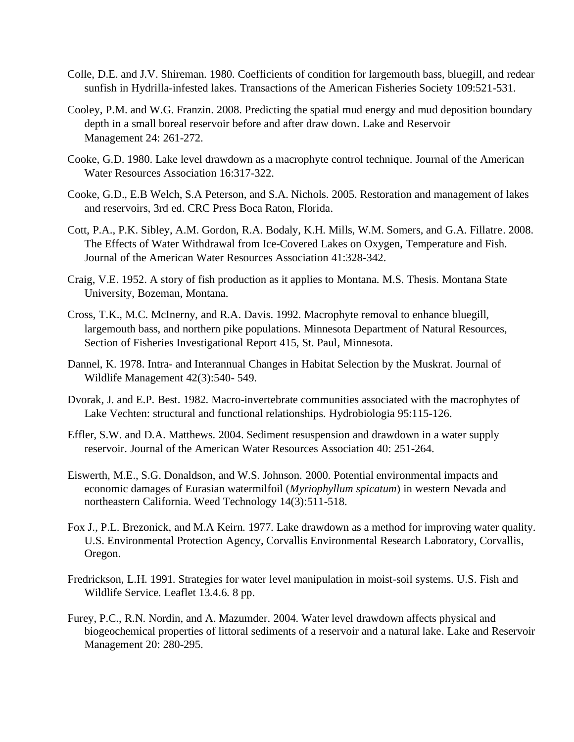Colle, D.E. and J.V. Shireman. 1980. Coefficients of condition for largemouth bass, bluegill, and redear sunfish in Hydrilla-infested lakes. Transactions of the American Fisheries Society 109:521-531.

Cooley, P.M. and W.G. Franzin. 2008. Predicting the spatial mud energy and mud deposition boundary depth in a small boreal reservoir before and after draw down. Lake and Reservoir Management 24: 261-272.

Cooke, G.D. 1980. Lake level drawdown as a macrophyte control technique. Journal of the American Water Resources Association 16:317-322.

Cooke, G.D., E.B Welch, S.A Peterson, and S.A. Nichols. 2005. Restoration and management of lakes and reservoirs, 3rd ed. CRC Press Boca Raton, Florida.

Cott, P.A., P.K. Sibley, A.M. Gordon, R.A. Bodaly, K.H. Mills, W.M. Somers, and G.A. Fillatre. 2008. The Effects of Water Withdrawal from Ice-Covered Lakes on Oxygen, Temperature and Fish. Journal of the American Water Resources Association 41:328-342.

Craig, V.E. 1952. A story of fish production as it applies to Montana. M.S. Thesis. Montana State University, Bozeman, Montana.

Cross, T.K., M.C. McInerny, and R.A. Davis. 1992. Macrophyte removal to enhance bluegill, largemouth bass, and northern pike populations. Minnesota Department of Natural Resources, Section of Fisheries Investigational Report 415, St. Paul, Minnesota.

Dannel, K. 1978. Intra- and Interannual Changes in Habitat Selection by the Muskrat. Journal of Wildlife Management 42(3):540- 549.

Dvorak, J. and E.P. Best. 1982. Macro-invertebrate communities associated with the macrophytes of Lake Vechten: structural and functional relationships. Hydrobiologia 95:115-126.

Effler, S.W. and D.A. Matthews. 2004. Sediment resuspension and drawdown in a water supply reservoir. Journal of the American Water Resources Association 40: 251-264.

Eiswerth, M.E., S.G. Donaldson, and W.S. Johnson. 2000. Potential environmental impacts and economic damages of Eurasian watermilfoil (*Myriophyllum spicatum*) in western Nevada and northeastern California. Weed Technology 14(3):511-518.

Fox J., P.L. Brezonick, and M.A Keirn. 1977. Lake drawdown as a method for improving water quality. U.S. Environmental Protection Agency, Corvallis Environmental Research Laboratory, Corvallis, Oregon.

Fredrickson, L.H. 1991. Strategies for water level manipulation in moist-soil systems. U.S. Fish and Wildlife Service. Leaflet 13.4.6. 8 pp.

Furey, P.C., R.N. Nordin, and A. Mazumder. 2004. Water level drawdown affects physical and biogeochemical properties of littoral sediments of a reservoir and a natural lake. Lake and Reservoir Management 20: 280-295.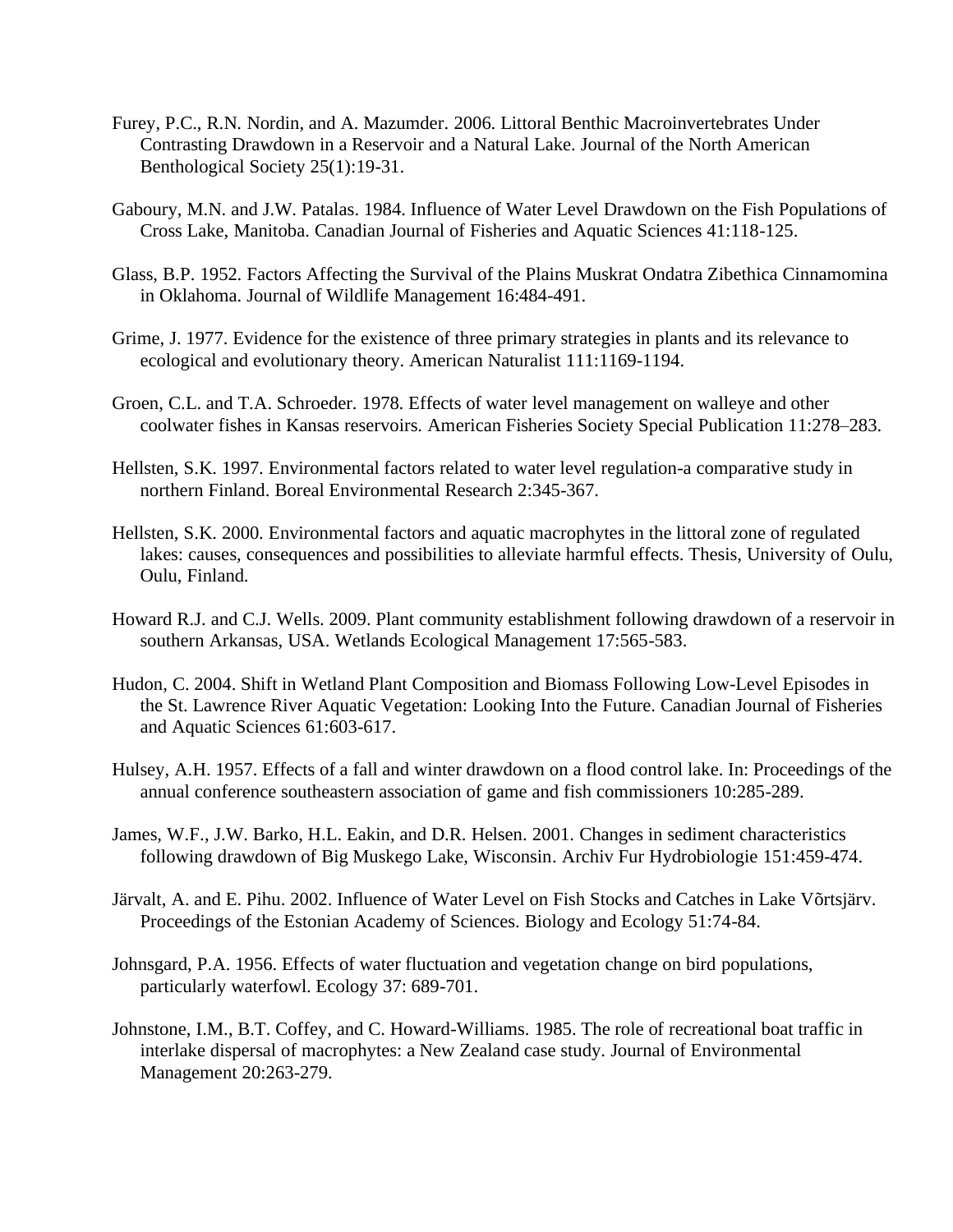Furey, P.C., R.N. Nordin, and A. Mazumder. 2006. Littoral Benthic Macroinvertebrates Under Contrasting Drawdown in a Reservoir and a Natural Lake. Journal of the North American Benthological Society 25(1):19-31.

Gaboury, M.N. and J.W. Patalas. 1984. Influence of Water Level Drawdown on the Fish Populations of Cross Lake, Manitoba. Canadian Journal of Fisheries and Aquatic Sciences 41:118-125.

Glass, B.P. 1952. Factors Affecting the Survival of the Plains Muskrat Ondatra Zibethica Cinnamomina in Oklahoma. Journal of Wildlife Management 16:484-491.

Grime, J. 1977. Evidence for the existence of three primary strategies in plants and its relevance to ecological and evolutionary theory. American Naturalist 111:1169-1194.

Groen, C.L. and T.A. Schroeder. 1978. Effects of water level management on walleye and other coolwater fishes in Kansas reservoirs. American Fisheries Society Special Publication 11:278–283.

Hellsten, S.K. 1997. Environmental factors related to water level regulation-a comparative study in northern Finland. Boreal Environmental Research 2:345-367.

Hellsten, S.K. 2000. Environmental factors and aquatic macrophytes in the littoral zone of regulated lakes: causes, consequences and possibilities to alleviate harmful effects. Thesis, University of Oulu, Oulu, Finland.

Howard R.J. and C.J. Wells. 2009. Plant community establishment following drawdown of a reservoir in southern Arkansas, USA. Wetlands Ecological Management 17:565-583.

Hudon, C. 2004. Shift in Wetland Plant Composition and Biomass Following Low-Level Episodes in the St. Lawrence River Aquatic Vegetation: Looking Into the Future. Canadian Journal of Fisheries and Aquatic Sciences 61:603-617.

Hulsey, A.H. 1957. Effects of a fall and winter drawdown on a flood control lake. In: Proceedings of the annual conference southeastern association of game and fish commissioners 10:285-289.

James, W.F., J.W. Barko, H.L. Eakin, and D.R. Helsen. 2001. Changes in sediment characteristics following drawdown of Big Muskego Lake, Wisconsin. Archiv Fur Hydrobiologie 151:459-474.

Järvalt, A. and E. Pihu. 2002. Influence of Water Level on Fish Stocks and Catches in Lake Võrtsjärv. Proceedings of the Estonian Academy of Sciences. Biology and Ecology 51:74-84.

Johnsgard, P.A. 1956. Effects of water fluctuation and vegetation change on bird populations, particularly waterfowl. Ecology 37: 689-701.

Johnstone, I.M., B.T. Coffey, and C. Howard-Williams. 1985. The role of recreational boat traffic in interlake dispersal of macrophytes: a New Zealand case study. Journal of Environmental Management 20:263-279.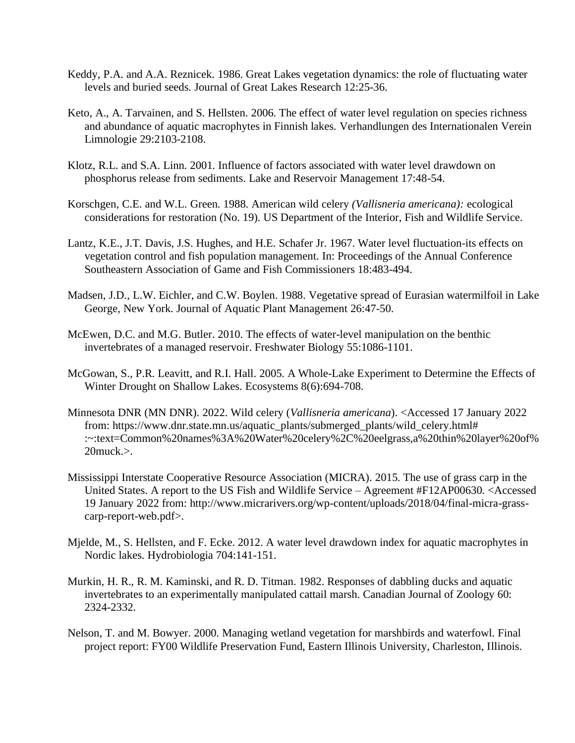Keddy, P.A. and A.A. Reznicek. 1986. Great Lakes vegetation dynamics: the role of fluctuating water levels and buried seeds. Journal of Great Lakes Research 12:25-36.

Keto, A., A. Tarvainen, and S. Hellsten. 2006. The effect of water level regulation on species richness and abundance of aquatic macrophytes in Finnish lakes. Verhandlungen des Internationalen Verein Limnologie 29:2103-2108.

Klotz, R.L. and S.A. Linn. 2001. Influence of factors associated with water level drawdown on phosphorus release from sediments. Lake and Reservoir Management 17:48-54.

Korschgen, C.E. and W.L. Green. 1988. American wild celery *(Vallisneria americana):* ecological considerations for restoration (No. 19). US Department of the Interior, Fish and Wildlife Service.

Lantz, K.E., J.T. Davis, J.S. Hughes, and H.E. Schafer Jr. 1967. Water level fluctuation-its effects on vegetation control and fish population management. In: Proceedings of the Annual Conference Southeastern Association of Game and Fish Commissioners 18:483-494.

Madsen, J.D., L.W. Eichler, and C.W. Boylen. 1988. Vegetative spread of Eurasian watermilfoil in Lake George, New York. Journal of Aquatic Plant Management 26:47-50.

McEwen, D.C. and M.G. Butler. 2010. The effects of water-level manipulation on the benthic invertebrates of a managed reservoir. Freshwater Biology 55:1086-1101.

McGowan, S., P.R. Leavitt, and R.I. Hall. 2005. A Whole-Lake Experiment to Determine the Effects of Winter Drought on Shallow Lakes. Ecosystems 8(6):694-708.

Minnesota DNR (MN DNR). 2022. Wild celery (*Vallisneria americana*). <Accessed 17 January 2022 from: https://www.dnr.state.mn.us/aquatic_plants/submerged_plants/wild_celery.html#:~:text=Common%20names%3A%20Water%20celery%2C%20eelgrass,a%20thin%20layer%20of%20muck.>.

Mississippi Interstate Cooperative Resource Association (MICRA). 2015. The use of grass carp in the United States. A report to the US Fish and Wildlife Service – Agreement #F12AP00630. <Accessed 19 January 2022 from: http://www.micrarivers.org/wp-content/uploads/2018/04/final-micra-grass-carp-report-web.pdf>.

Mjelde, M., S. Hellsten, and F. Ecke. 2012. A water level drawdown index for aquatic macrophytes in Nordic lakes. Hydrobiologia 704:141-151.

Murkin, H. R., R. M. Kaminski, and R. D. Titman. 1982. Responses of dabbling ducks and aquatic invertebrates to an experimentally manipulated cattail marsh. Canadian Journal of Zoology 60: 2324-2332.

Nelson, T. and M. Bowyer. 2000. Managing wetland vegetation for marshbirds and waterfowl. Final project report: FY00 Wildlife Preservation Fund, Eastern Illinois University, Charleston, Illinois.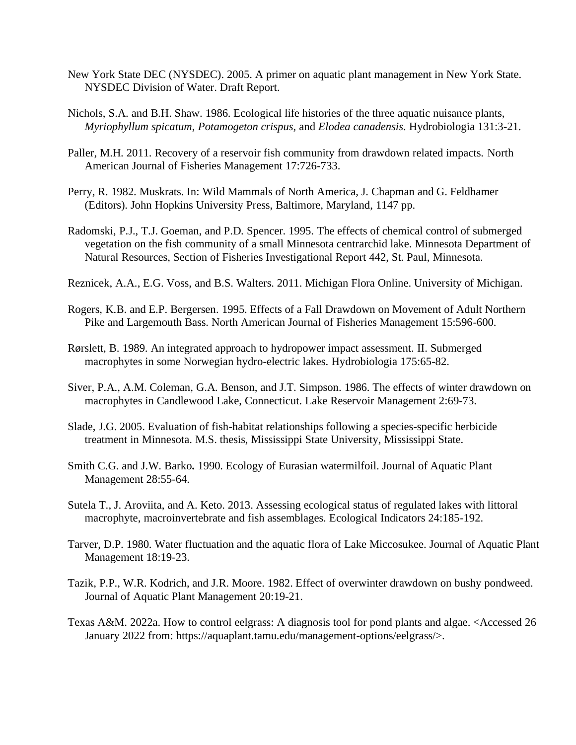New York State DEC (NYSDEC). 2005. A primer on aquatic plant management in New York State. NYSDEC Division of Water. Draft Report.

Nichols, S.A. and B.H. Shaw. 1986. Ecological life histories of the three aquatic nuisance plants, *Myriophyllum spicatum*, *Potamogeton crispus*, and *Elodea canadensis*. Hydrobiologia 131:3-21.

Paller, M.H. 2011. Recovery of a reservoir fish community from drawdown related impacts. North American Journal of Fisheries Management 17:726-733.

Perry, R. 1982. Muskrats. In: Wild Mammals of North America, J. Chapman and G. Feldhamer (Editors). John Hopkins University Press, Baltimore, Maryland, 1147 pp.

Radomski, P.J., T.J. Goeman, and P.D. Spencer. 1995. The effects of chemical control of submerged vegetation on the fish community of a small Minnesota centrarchid lake. Minnesota Department of Natural Resources, Section of Fisheries Investigational Report 442, St. Paul, Minnesota.

Reznicek, A.A., E.G. Voss, and B.S. Walters. 2011. Michigan Flora Online. University of Michigan.

Rogers, K.B. and E.P. Bergersen. 1995. Effects of a Fall Drawdown on Movement of Adult Northern Pike and Largemouth Bass. North American Journal of Fisheries Management 15:596-600.

Rørslett, B. 1989. An integrated approach to hydropower impact assessment. II. Submerged macrophytes in some Norwegian hydro-electric lakes. Hydrobiologia 175:65-82.

Siver, P.A., A.M. Coleman, G.A. Benson, and J.T. Simpson. 1986. The effects of winter drawdown on macrophytes in Candlewood Lake, Connecticut. Lake Reservoir Management 2:69-73.

Slade, J.G. 2005. Evaluation of fish-habitat relationships following a species-specific herbicide treatment in Minnesota. M.S. thesis, Mississippi State University, Mississippi State.

Smith C.G. and J.W. Barko**.** 1990. Ecology of Eurasian watermilfoil. Journal of Aquatic Plant Management 28:55-64.

Sutela T., J. Aroviita, and A. Keto. 2013. Assessing ecological status of regulated lakes with littoral macrophyte, macroinvertebrate and fish assemblages. Ecological Indicators 24:185-192.

Tarver, D.P. 1980. Water fluctuation and the aquatic flora of Lake Miccosukee. Journal of Aquatic Plant Management 18:19-23.

Tazik, P.P., W.R. Kodrich, and J.R. Moore. 1982. Effect of overwinter drawdown on bushy pondweed. Journal of Aquatic Plant Management 20:19-21.

Texas A&M. 2022a. How to control eelgrass: A diagnosis tool for pond plants and algae. <Accessed 26 January 2022 from: https://aquaplant.tamu.edu/management-options/eelgrass/>.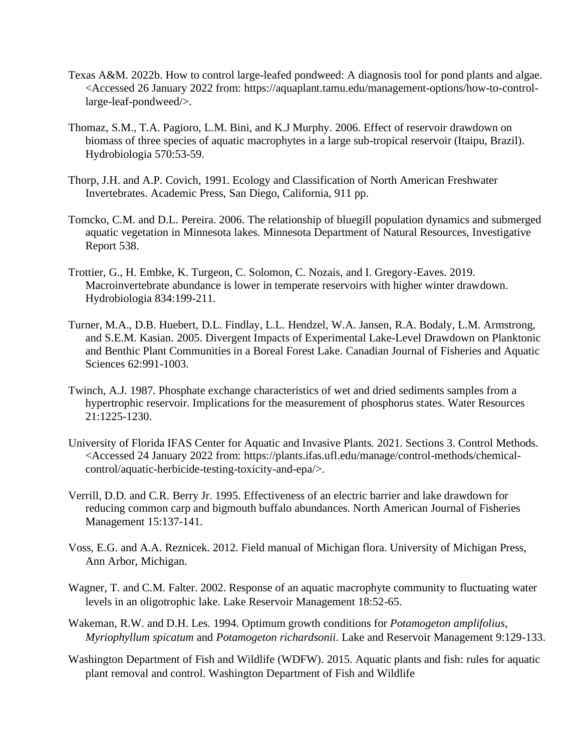Texas A&M. 2022b. How to control large-leafed pondweed: A diagnosis tool for pond plants and algae. <Accessed 26 January 2022 from: https://aquaplant.tamu.edu/management-options/how-to-control-large-leaf-pondweed/>.

Thomaz, S.M., T.A. Pagioro, L.M. Bini, and K.J Murphy. 2006. Effect of reservoir drawdown on biomass of three species of aquatic macrophytes in a large sub-tropical reservoir (Itaipu, Brazil). Hydrobiologia 570:53-59.

Thorp, J.H. and A.P. Covich, 1991. Ecology and Classification of North American Freshwater Invertebrates. Academic Press, San Diego, California, 911 pp.

Tomcko, C.M. and D.L. Pereira. 2006. The relationship of bluegill population dynamics and submerged aquatic vegetation in Minnesota lakes. Minnesota Department of Natural Resources, Investigative Report 538.

Trottier, G., H. Embke, K. Turgeon, C. Solomon, C. Nozais, and I. Gregory-Eaves. 2019. Macroinvertebrate abundance is lower in temperate reservoirs with higher winter drawdown. Hydrobiologia 834:199-211.

Turner, M.A., D.B. Huebert, D.L. Findlay, L.L. Hendzel, W.A. Jansen, R.A. Bodaly, L.M. Armstrong, and S.E.M. Kasian. 2005. Divergent Impacts of Experimental Lake-Level Drawdown on Planktonic and Benthic Plant Communities in a Boreal Forest Lake. Canadian Journal of Fisheries and Aquatic Sciences 62:991-1003.

Twinch, A.J. 1987. Phosphate exchange characteristics of wet and dried sediments samples from a hypertrophic reservoir. Implications for the measurement of phosphorus states. Water Resources 21:1225-1230.

University of Florida IFAS Center for Aquatic and Invasive Plants. 2021. Sections 3. Control Methods. <Accessed 24 January 2022 from: https://plants.ifas.ufl.edu/manage/control-methods/chemical-control/aquatic-herbicide-testing-toxicity-and-epa/>.

Verrill, D.D. and C.R. Berry Jr. 1995. Effectiveness of an electric barrier and lake drawdown for reducing common carp and bigmouth buffalo abundances. North American Journal of Fisheries Management 15:137-141.

Voss, E.G. and A.A. Reznicek. 2012. Field manual of Michigan flora. University of Michigan Press, Ann Arbor, Michigan.

Wagner, T. and C.M. Falter. 2002. Response of an aquatic macrophyte community to fluctuating water levels in an oligotrophic lake. Lake Reservoir Management 18:52-65.

Wakeman, R.W. and D.H. Les. 1994. Optimum growth conditions for *Potamogeton amplifolius*, *Myriophyllum spicatum* and *Potamogeton richardsonii*. Lake and Reservoir Management 9:129-133.

Washington Department of Fish and Wildlife (WDFW). 2015. Aquatic plants and fish: rules for aquatic plant removal and control. Washington Department of Fish and Wildlife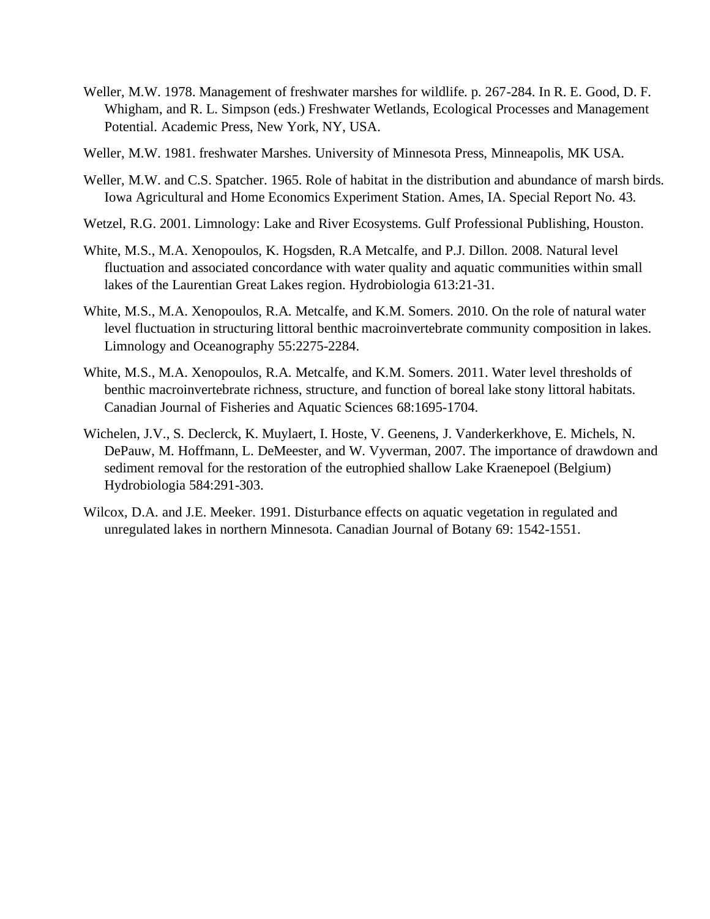Weller, M.W. 1978. Management of freshwater marshes for wildlife. p. 267-284. In R. E. Good, D. F. Whigham, and R. L. Simpson (eds.) Freshwater Wetlands, Ecological Processes and Management Potential. Academic Press, New York, NY, USA.

Weller, M.W. 1981. freshwater Marshes. University of Minnesota Press, Minneapolis, MK USA.

Weller, M.W. and C.S. Spatcher. 1965. Role of habitat in the distribution and abundance of marsh birds. Iowa Agricultural and Home Economics Experiment Station. Ames, IA. Special Report No. 43.

Wetzel, R.G. 2001. Limnology: Lake and River Ecosystems. Gulf Professional Publishing, Houston.

White, M.S., M.A. Xenopoulos, K. Hogsden, R.A Metcalfe, and P.J. Dillon. 2008. Natural level fluctuation and associated concordance with water quality and aquatic communities within small lakes of the Laurentian Great Lakes region. Hydrobiologia 613:21-31.

White, M.S., M.A. Xenopoulos, R.A. Metcalfe, and K.M. Somers. 2010. On the role of natural water level fluctuation in structuring littoral benthic macroinvertebrate community composition in lakes. Limnology and Oceanography 55:2275-2284.

White, M.S., M.A. Xenopoulos, R.A. Metcalfe, and K.M. Somers. 2011. Water level thresholds of benthic macroinvertebrate richness, structure, and function of boreal lake stony littoral habitats. Canadian Journal of Fisheries and Aquatic Sciences 68:1695-1704.

Wichelen, J.V., S. Declerck, K. Muylaert, I. Hoste, V. Geenens, J. Vanderkerkhove, E. Michels, N. DePauw, M. Hoffmann, L. DeMeester, and W. Vyverman, 2007. The importance of drawdown and sediment removal for the restoration of the eutrophied shallow Lake Kraenepoel (Belgium) Hydrobiologia 584:291-303.

Wilcox, D.A. and J.E. Meeker. 1991. Disturbance effects on aquatic vegetation in regulated and unregulated lakes in northern Minnesota. Canadian Journal of Botany 69: 1542-1551.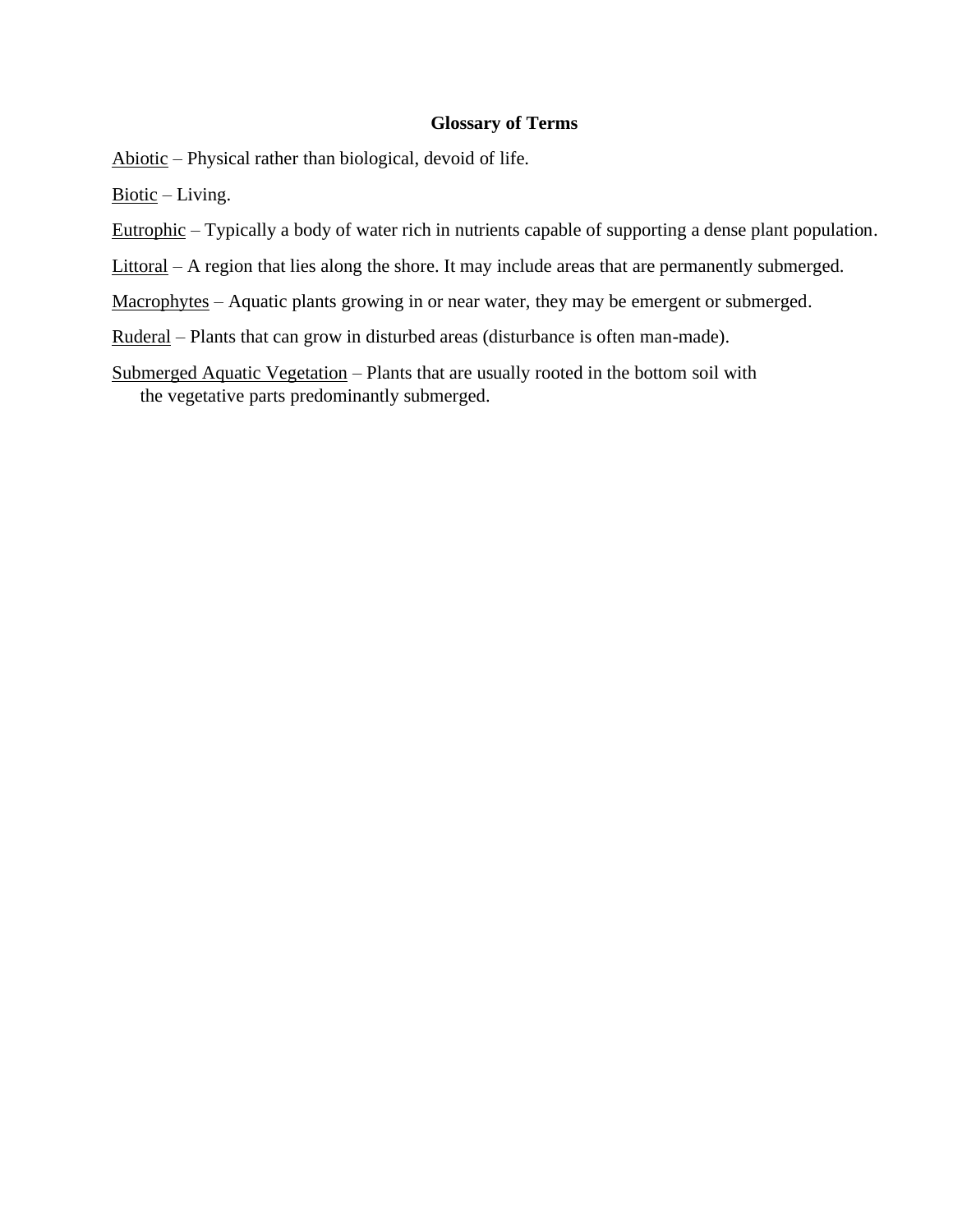## Glossary of Terms

Abiotic – Physical rather than biological, devoid of life.

Biotic – Living.

Eutrophic – Typically a body of water rich in nutrients capable of supporting a dense plant population.

Littoral – A region that lies along the shore. It may include areas that are permanently submerged.

Macrophytes – Aquatic plants growing in or near water, they may be emergent or submerged.

Ruderal – Plants that can grow in disturbed areas (disturbance is often man-made).

Submerged Aquatic Vegetation – Plants that are usually rooted in the bottom soil with the vegetative parts predominantly submerged.